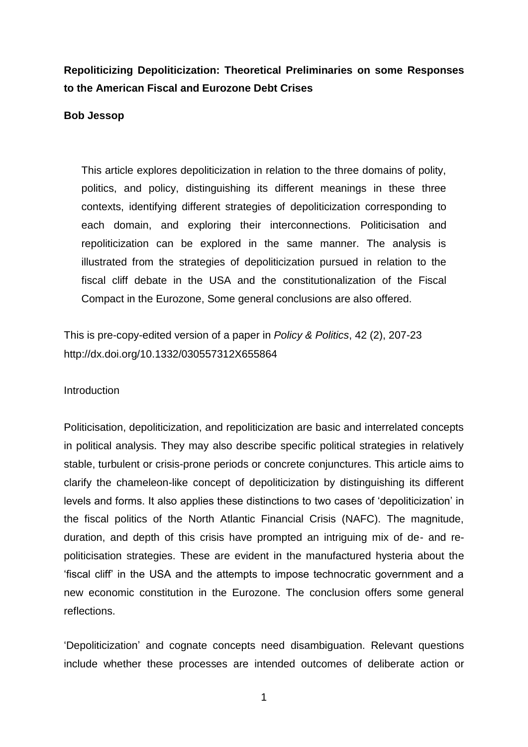**Repoliticizing Depoliticization: Theoretical Preliminaries on some Responses to the American Fiscal and Eurozone Debt Crises**

**Bob Jessop**

> This article explores depoliticization in relation to the three domains of polity, politics, and policy, distinguishing its different meanings in these three contexts, identifying different strategies of depoliticization corresponding to each domain, and exploring their interconnections. Politicisation and repoliticization can be explored in the same manner. The analysis is illustrated from the strategies of depoliticization pursued in relation to the fiscal cliff debate in the USA and the constitutionalization of the Fiscal Compact in the Eurozone, Some general conclusions are also offered.

This is pre-copy-edited version of a paper in *Policy & Politics*, 42 (2), 207-23 http://dx.doi.org/10.1332/030557312X655864

Introduction

Politicisation, depoliticization, and repoliticization are basic and interrelated concepts in political analysis. They may also describe specific political strategies in relatively stable, turbulent or crisis-prone periods or concrete conjunctures. This article aims to clarify the chameleon-like concept of depoliticization by distinguishing its different levels and forms. It also applies these distinctions to two cases of 'depoliticization' in the fiscal politics of the North Atlantic Financial Crisis (NAFC). The magnitude, duration, and depth of this crisis have prompted an intriguing mix of de- and re-politicisation strategies. These are evident in the manufactured hysteria about the 'fiscal cliff' in the USA and the attempts to impose technocratic government and a new economic constitution in the Eurozone. The conclusion offers some general reflections.

'Depoliticization' and cognate concepts need disambiguation. Relevant questions include whether these processes are intended outcomes of deliberate action or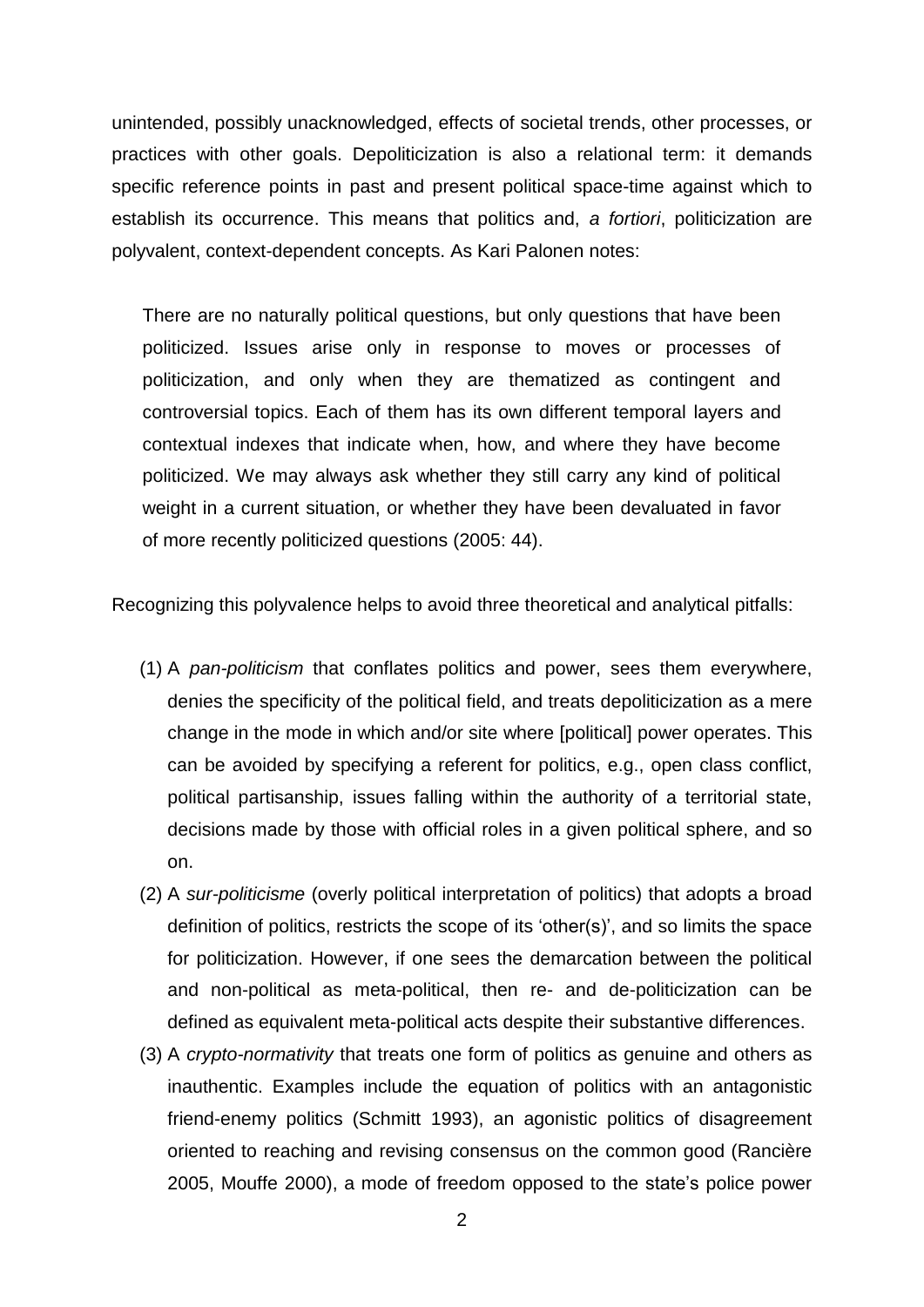unintended, possibly unacknowledged, effects of societal trends, other processes, or practices with other goals. Depoliticization is also a relational term: it demands specific reference points in past and present political space-time against which to establish its occurrence. This means that politics and, *a fortiori*, politicization are polyvalent, context-dependent concepts. As Kari Palonen notes:

> There are no naturally political questions, but only questions that have been politicized. Issues arise only in response to moves or processes of politicization, and only when they are thematized as contingent and controversial topics. Each of them has its own different temporal layers and contextual indexes that indicate when, how, and where they have become politicized. We may always ask whether they still carry any kind of political weight in a current situation, or whether they have been devaluated in favor of more recently politicized questions (2005: 44).

Recognizing this polyvalence helps to avoid three theoretical and analytical pitfalls:

(1) A *pan-politicism* that conflates politics and power, sees them everywhere, denies the specificity of the political field, and treats depoliticization as a mere change in the mode in which and/or site where [political] power operates. This can be avoided by specifying a referent for politics, e.g., open class conflict, political partisanship, issues falling within the authority of a territorial state, decisions made by those with official roles in a given political sphere, and so on.

(2) A *sur-politicisme* (overly political interpretation of politics) that adopts a broad definition of politics, restricts the scope of its 'other(s)', and so limits the space for politicization. However, if one sees the demarcation between the political and non-political as meta-political, then re- and de-politicization can be defined as equivalent meta-political acts despite their substantive differences.

(3) A *crypto-normativity* that treats one form of politics as genuine and others as inauthentic. Examples include the equation of politics with an antagonistic friend-enemy politics (Schmitt 1993), an agonistic politics of disagreement oriented to reaching and revising consensus on the common good (Rancière 2005, Mouffe 2000), a mode of freedom opposed to the state's police power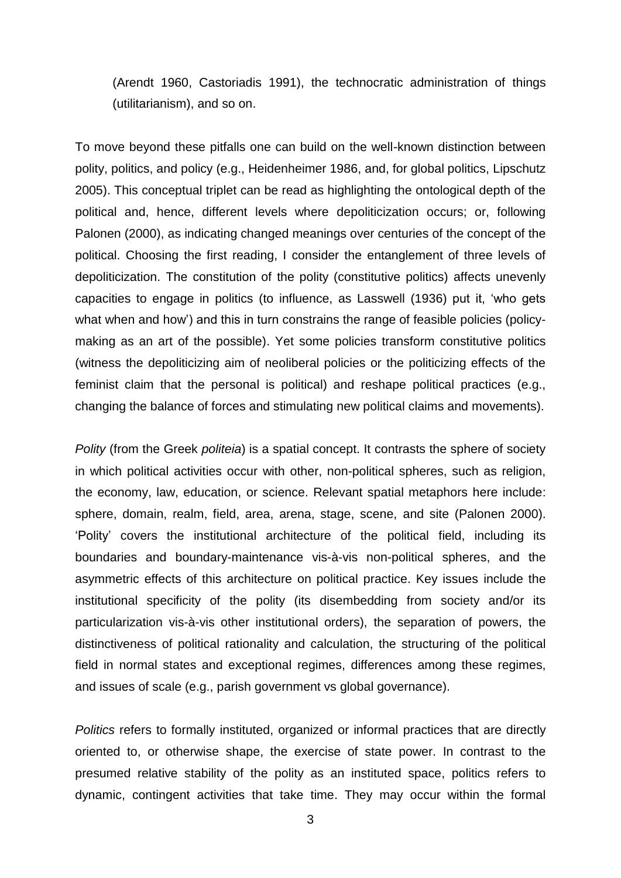(Arendt 1960, Castoriadis 1991), the technocratic administration of things (utilitarianism), and so on.

To move beyond these pitfalls one can build on the well-known distinction between polity, politics, and policy (e.g., Heidenheimer 1986, and, for global politics, Lipschutz 2005). This conceptual triplet can be read as highlighting the ontological depth of the political and, hence, different levels where depoliticization occurs; or, following Palonen (2000), as indicating changed meanings over centuries of the concept of the political. Choosing the first reading, I consider the entanglement of three levels of depoliticization. The constitution of the polity (constitutive politics) affects unevenly capacities to engage in politics (to influence, as Lasswell (1936) put it, 'who gets what when and how') and this in turn constrains the range of feasible policies (policy-making as an art of the possible). Yet some policies transform constitutive politics (witness the depoliticizing aim of neoliberal policies or the politicizing effects of the feminist claim that the personal is political) and reshape political practices (e.g., changing the balance of forces and stimulating new political claims and movements).

*Polity* (from the Greek *politeia*) is a spatial concept. It contrasts the sphere of society in which political activities occur with other, non-political spheres, such as religion, the economy, law, education, or science. Relevant spatial metaphors here include: sphere, domain, realm, field, area, arena, stage, scene, and site (Palonen 2000). 'Polity' covers the institutional architecture of the political field, including its boundaries and boundary-maintenance vis-à-vis non-political spheres, and the asymmetric effects of this architecture on political practice. Key issues include the institutional specificity of the polity (its disembedding from society and/or its particularization vis-à-vis other institutional orders), the separation of powers, the distinctiveness of political rationality and calculation, the structuring of the political field in normal states and exceptional regimes, differences among these regimes, and issues of scale (e.g., parish government vs global governance).

*Politics* refers to formally instituted, organized or informal practices that are directly oriented to, or otherwise shape, the exercise of state power. In contrast to the presumed relative stability of the polity as an instituted space, politics refers to dynamic, contingent activities that take time. They may occur within the formal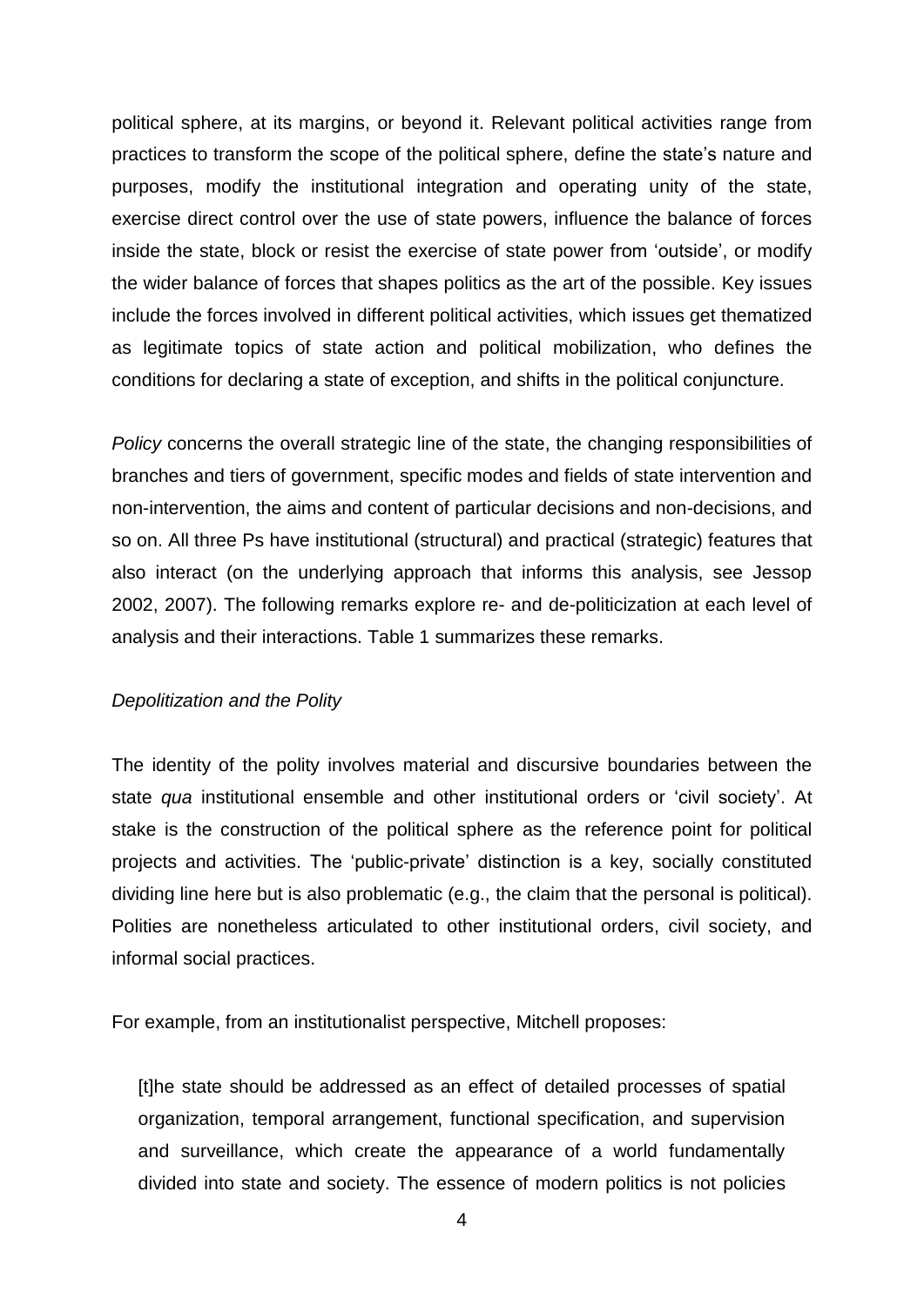political sphere, at its margins, or beyond it. Relevant political activities range from practices to transform the scope of the political sphere, define the state's nature and purposes, modify the institutional integration and operating unity of the state, exercise direct control over the use of state powers, influence the balance of forces inside the state, block or resist the exercise of state power from 'outside', or modify the wider balance of forces that shapes politics as the art of the possible. Key issues include the forces involved in different political activities, which issues get thematized as legitimate topics of state action and political mobilization, who defines the conditions for declaring a state of exception, and shifts in the political conjuncture.

*Policy* concerns the overall strategic line of the state, the changing responsibilities of branches and tiers of government, specific modes and fields of state intervention and non-intervention, the aims and content of particular decisions and non-decisions, and so on. All three Ps have institutional (structural) and practical (strategic) features that also interact (on the underlying approach that informs this analysis, see Jessop 2002, 2007). The following remarks explore re- and de-politicization at each level of analysis and their interactions. Table 1 summarizes these remarks.

### *Depolitization and the Polity*

The identity of the polity involves material and discursive boundaries between the state *qua* institutional ensemble and other institutional orders or 'civil society'. At stake is the construction of the political sphere as the reference point for political projects and activities. The 'public-private' distinction is a key, socially constituted dividing line here but is also problematic (e.g., the claim that the personal is political). Polities are nonetheless articulated to other institutional orders, civil society, and informal social practices.

For example, from an institutionalist perspective, Mitchell proposes:

> [t]he state should be addressed as an effect of detailed processes of spatial organization, temporal arrangement, functional specification, and supervision and surveillance, which create the appearance of a world fundamentally divided into state and society. The essence of modern politics is not policies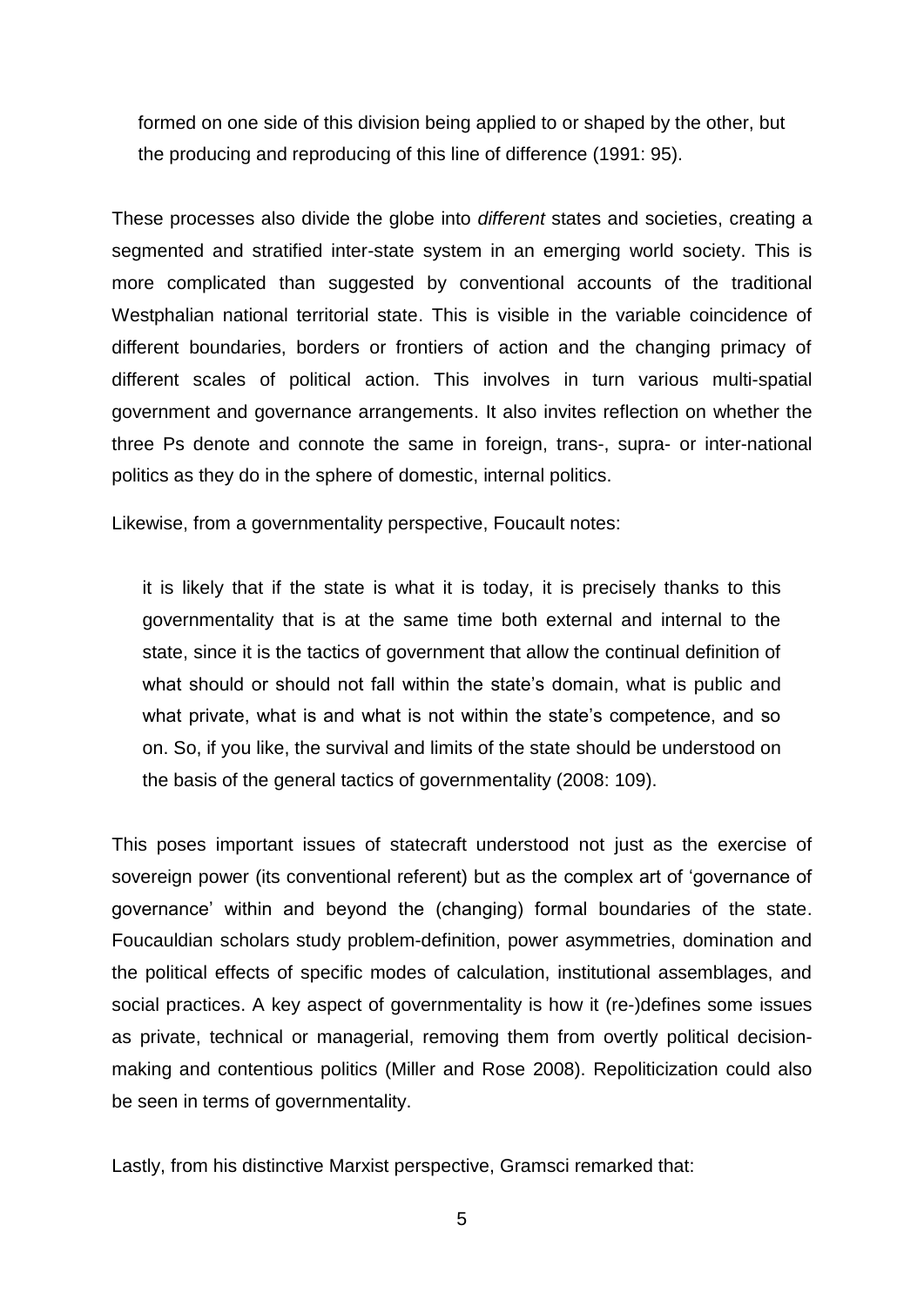> formed on one side of this division being applied to or shaped by the other, but the producing and reproducing of this line of difference (1991: 95).

These processes also divide the globe into *different* states and societies, creating a segmented and stratified inter-state system in an emerging world society. This is more complicated than suggested by conventional accounts of the traditional Westphalian national territorial state. This is visible in the variable coincidence of different boundaries, borders or frontiers of action and the changing primacy of different scales of political action. This involves in turn various multi-spatial government and governance arrangements. It also invites reflection on whether the three Ps denote and connote the same in foreign, trans-, supra- or inter-national politics as they do in the sphere of domestic, internal politics.

Likewise, from a governmentality perspective, Foucault notes:

> it is likely that if the state is what it is today, it is precisely thanks to this governmentality that is at the same time both external and internal to the state, since it is the tactics of government that allow the continual definition of what should or should not fall within the state's domain, what is public and what private, what is and what is not within the state's competence, and so on. So, if you like, the survival and limits of the state should be understood on the basis of the general tactics of governmentality (2008: 109).

This poses important issues of statecraft understood not just as the exercise of sovereign power (its conventional referent) but as the complex art of 'governance of governance' within and beyond the (changing) formal boundaries of the state. Foucauldian scholars study problem-definition, power asymmetries, domination and the political effects of specific modes of calculation, institutional assemblages, and social practices. A key aspect of governmentality is how it (re-)defines some issues as private, technical or managerial, removing them from overtly political decision-making and contentious politics (Miller and Rose 2008). Repoliticization could also be seen in terms of governmentality.

Lastly, from his distinctive Marxist perspective, Gramsci remarked that: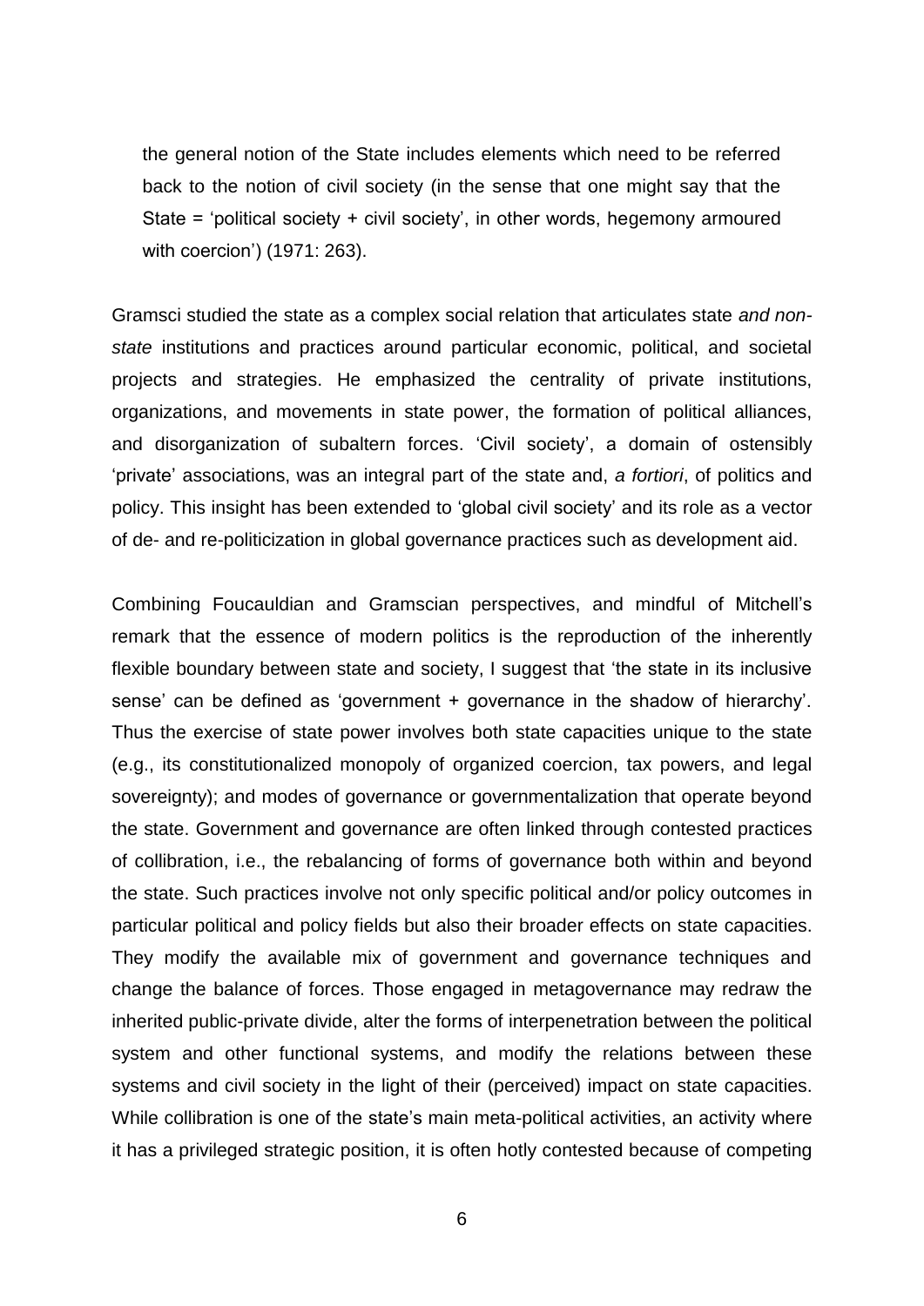> the general notion of the State includes elements which need to be referred back to the notion of civil society (in the sense that one might say that the State = 'political society + civil society', in other words, hegemony armoured with coercion') (1971: 263).

Gramsci studied the state as a complex social relation that articulates state *and non-state* institutions and practices around particular economic, political, and societal projects and strategies. He emphasized the centrality of private institutions, organizations, and movements in state power, the formation of political alliances, and disorganization of subaltern forces. 'Civil society', a domain of ostensibly 'private' associations, was an integral part of the state and, *a fortiori*, of politics and policy. This insight has been extended to 'global civil society' and its role as a vector of de- and re-politicization in global governance practices such as development aid.

Combining Foucauldian and Gramscian perspectives, and mindful of Mitchell's remark that the essence of modern politics is the reproduction of the inherently flexible boundary between state and society, I suggest that 'the state in its inclusive sense' can be defined as 'government + governance in the shadow of hierarchy'. Thus the exercise of state power involves both state capacities unique to the state (e.g., its constitutionalized monopoly of organized coercion, tax powers, and legal sovereignty); and modes of governance or governmentalization that operate beyond the state. Government and governance are often linked through contested practices of collibration, i.e., the rebalancing of forms of governance both within and beyond the state. Such practices involve not only specific political and/or policy outcomes in particular political and policy fields but also their broader effects on state capacities. They modify the available mix of government and governance techniques and change the balance of forces. Those engaged in metagovernance may redraw the inherited public-private divide, alter the forms of interpenetration between the political system and other functional systems, and modify the relations between these systems and civil society in the light of their (perceived) impact on state capacities. While collibration is one of the state's main meta-political activities, an activity where it has a privileged strategic position, it is often hotly contested because of competing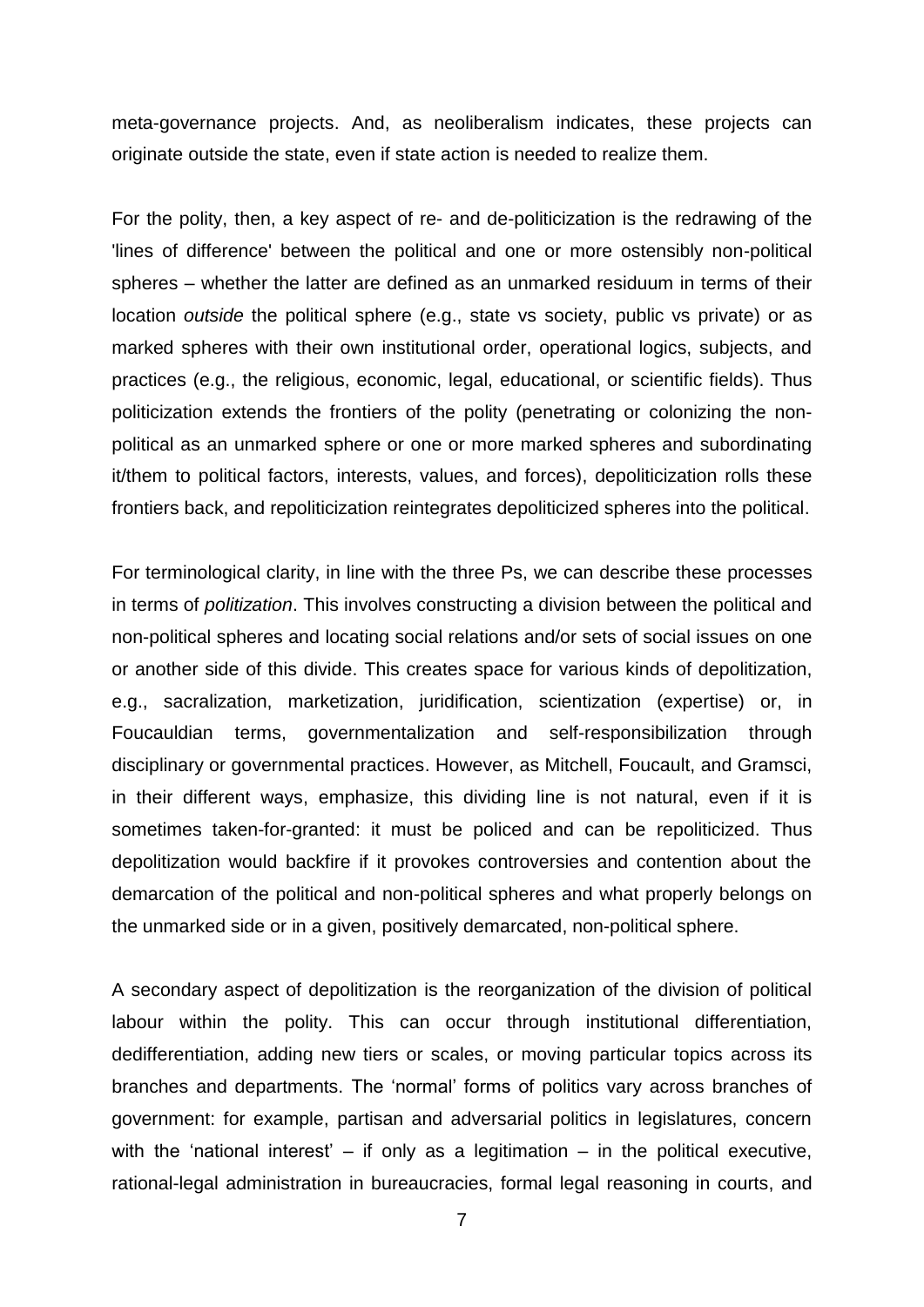meta-governance projects. And, as neoliberalism indicates, these projects can originate outside the state, even if state action is needed to realize them.

For the polity, then, a key aspect of re- and de-politicization is the redrawing of the 'lines of difference' between the political and one or more ostensibly non-political spheres – whether the latter are defined as an unmarked residuum in terms of their location *outside* the political sphere (e.g., state vs society, public vs private) or as marked spheres with their own institutional order, operational logics, subjects, and practices (e.g., the religious, economic, legal, educational, or scientific fields). Thus politicization extends the frontiers of the polity (penetrating or colonizing the non-political as an unmarked sphere or one or more marked spheres and subordinating it/them to political factors, interests, values, and forces), depoliticization rolls these frontiers back, and repoliticization reintegrates depoliticized spheres into the political.

For terminological clarity, in line with the three Ps, we can describe these processes in terms of *politization*. This involves constructing a division between the political and non-political spheres and locating social relations and/or sets of social issues on one or another side of this divide. This creates space for various kinds of depolitization, e.g., sacralization, marketization, juridification, scientization (expertise) or, in Foucauldian terms, governmentalization and self-responsibilization through disciplinary or governmental practices. However, as Mitchell, Foucault, and Gramsci, in their different ways, emphasize, this dividing line is not natural, even if it is sometimes taken-for-granted: it must be policed and can be repoliticized. Thus depolitization would backfire if it provokes controversies and contention about the demarcation of the political and non-political spheres and what properly belongs on the unmarked side or in a given, positively demarcated, non-political sphere.

A secondary aspect of depolitization is the reorganization of the division of political labour within the polity. This can occur through institutional differentiation, dedifferentiation, adding new tiers or scales, or moving particular topics across its branches and departments. The 'normal' forms of politics vary across branches of government: for example, partisan and adversarial politics in legislatures, concern with the 'national interest' – if only as a legitimation – in the political executive, rational-legal administration in bureaucracies, formal legal reasoning in courts, and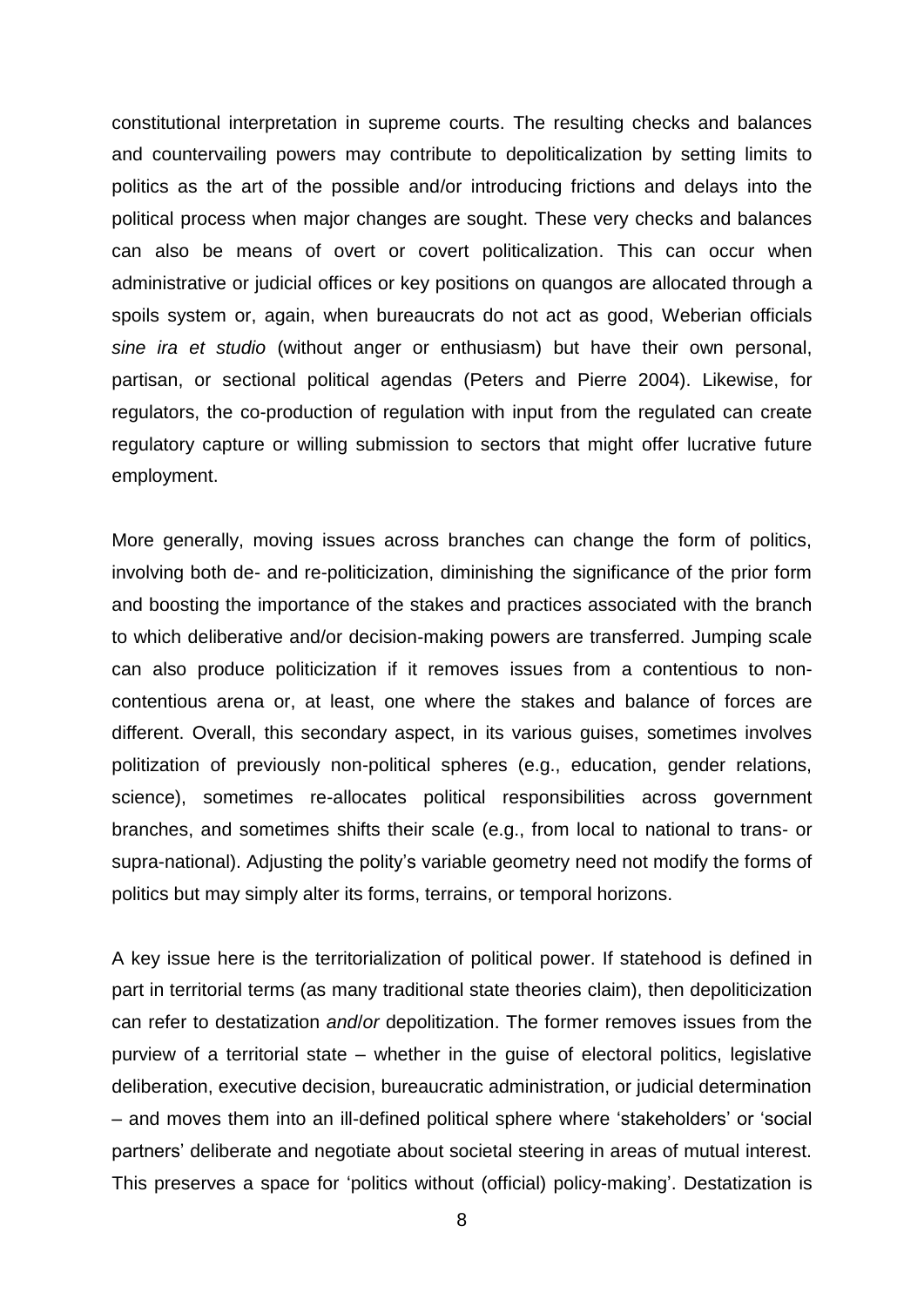constitutional interpretation in supreme courts. The resulting checks and balances and countervailing powers may contribute to depoliticalization by setting limits to politics as the art of the possible and/or introducing frictions and delays into the political process when major changes are sought. These very checks and balances can also be means of overt or covert politicalization. This can occur when administrative or judicial offices or key positions on quangos are allocated through a spoils system or, again, when bureaucrats do not act as good, Weberian officials *sine ira et studio* (without anger or enthusiasm) but have their own personal, partisan, or sectional political agendas (Peters and Pierre 2004). Likewise, for regulators, the co-production of regulation with input from the regulated can create regulatory capture or willing submission to sectors that might offer lucrative future employment.

More generally, moving issues across branches can change the form of politics, involving both de- and re-politicization, diminishing the significance of the prior form and boosting the importance of the stakes and practices associated with the branch to which deliberative and/or decision-making powers are transferred. Jumping scale can also produce politicization if it removes issues from a contentious to non-contentious arena or, at least, one where the stakes and balance of forces are different. Overall, this secondary aspect, in its various guises, sometimes involves politization of previously non-political spheres (e.g., education, gender relations, science), sometimes re-allocates political responsibilities across government branches, and sometimes shifts their scale (e.g., from local to national to trans- or supra-national). Adjusting the polity's variable geometry need not modify the forms of politics but may simply alter its forms, terrains, or temporal horizons.

A key issue here is the territorialization of political power. If statehood is defined in part in territorial terms (as many traditional state theories claim), then depoliticization can refer to destatization *and/or* depolitization. The former removes issues from the purview of a territorial state – whether in the guise of electoral politics, legislative deliberation, executive decision, bureaucratic administration, or judicial determination – and moves them into an ill-defined political sphere where 'stakeholders' or 'social partners' deliberate and negotiate about societal steering in areas of mutual interest. This preserves a space for 'politics without (official) policy-making'. Destatization is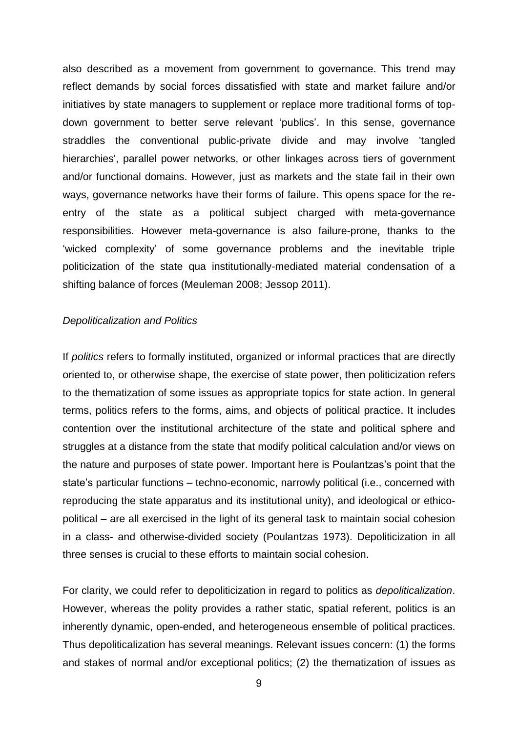also described as a movement from government to governance. This trend may reflect demands by social forces dissatisfied with state and market failure and/or initiatives by state managers to supplement or replace more traditional forms of top-down government to better serve relevant 'publics'. In this sense, governance straddles the conventional public-private divide and may involve 'tangled hierarchies', parallel power networks, or other linkages across tiers of government and/or functional domains. However, just as markets and the state fail in their own ways, governance networks have their forms of failure. This opens space for the re-entry of the state as a political subject charged with meta-governance responsibilities. However meta-governance is also failure-prone, thanks to the 'wicked complexity' of some governance problems and the inevitable triple politicization of the state qua institutionally-mediated material condensation of a shifting balance of forces (Meuleman 2008; Jessop 2011).

### *Depoliticalization and Politics*

If *politics* refers to formally instituted, organized or informal practices that are directly oriented to, or otherwise shape, the exercise of state power, then politicization refers to the thematization of some issues as appropriate topics for state action. In general terms, politics refers to the forms, aims, and objects of political practice. It includes contention over the institutional architecture of the state and political sphere and struggles at a distance from the state that modify political calculation and/or views on the nature and purposes of state power. Important here is Poulantzas's point that the state's particular functions – techno-economic, narrowly political (i.e., concerned with reproducing the state apparatus and its institutional unity), and ideological or ethico-political – are all exercised in the light of its general task to maintain social cohesion in a class- and otherwise-divided society (Poulantzas 1973). Depoliticization in all three senses is crucial to these efforts to maintain social cohesion.

For clarity, we could refer to depoliticization in regard to politics as *depoliticalization*. However, whereas the polity provides a rather static, spatial referent, politics is an inherently dynamic, open-ended, and heterogeneous ensemble of political practices. Thus depoliticalization has several meanings. Relevant issues concern: (1) the forms and stakes of normal and/or exceptional politics; (2) the thematization of issues as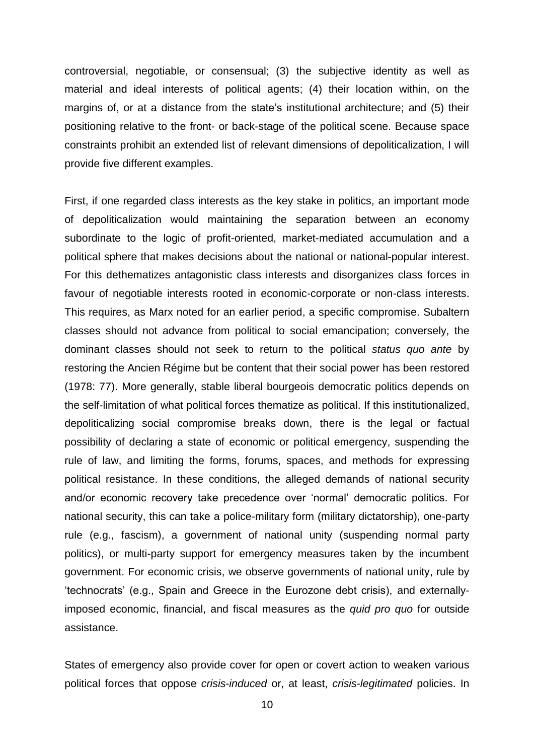controversial, negotiable, or consensual; (3) the subjective identity as well as material and ideal interests of political agents; (4) their location within, on the margins of, or at a distance from the state's institutional architecture; and (5) their positioning relative to the front- or back-stage of the political scene. Because space constraints prohibit an extended list of relevant dimensions of depoliticalization, I will provide five different examples.

First, if one regarded class interests as the key stake in politics, an important mode of depoliticalization would maintaining the separation between an economy subordinate to the logic of profit-oriented, market-mediated accumulation and a political sphere that makes decisions about the national or national-popular interest. For this dethematizes antagonistic class interests and disorganizes class forces in favour of negotiable interests rooted in economic-corporate or non-class interests. This requires, as Marx noted for an earlier period, a specific compromise. Subaltern classes should not advance from political to social emancipation; conversely, the dominant classes should not seek to return to the political *status quo ante* by restoring the Ancien Régime but be content that their social power has been restored (1978: 77). More generally, stable liberal bourgeois democratic politics depends on the self-limitation of what political forces thematize as political. If this institutionalized, depoliticalizing social compromise breaks down, there is the legal or factual possibility of declaring a state of economic or political emergency, suspending the rule of law, and limiting the forms, forums, spaces, and methods for expressing political resistance. In these conditions, the alleged demands of national security and/or economic recovery take precedence over 'normal' democratic politics. For national security, this can take a police-military form (military dictatorship), one-party rule (e.g., fascism), a government of national unity (suspending normal party politics), or multi-party support for emergency measures taken by the incumbent government. For economic crisis, we observe governments of national unity, rule by 'technocrats' (e.g., Spain and Greece in the Eurozone debt crisis), and externally-imposed economic, financial, and fiscal measures as the *quid pro quo* for outside assistance.

States of emergency also provide cover for open or covert action to weaken various political forces that oppose *crisis-induced* or, at least, *crisis-legitimated* policies. In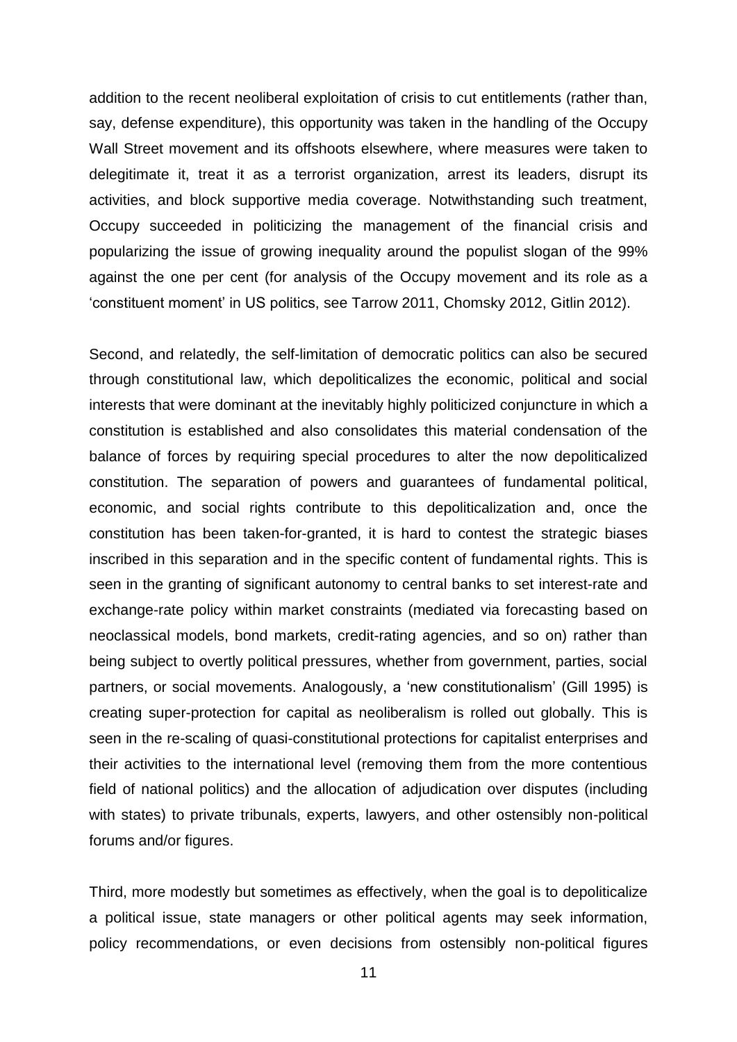addition to the recent neoliberal exploitation of crisis to cut entitlements (rather than, say, defense expenditure), this opportunity was taken in the handling of the Occupy Wall Street movement and its offshoots elsewhere, where measures were taken to delegitimate it, treat it as a terrorist organization, arrest its leaders, disrupt its activities, and block supportive media coverage. Notwithstanding such treatment, Occupy succeeded in politicizing the management of the financial crisis and popularizing the issue of growing inequality around the populist slogan of the 99% against the one per cent (for analysis of the Occupy movement and its role as a 'constituent moment' in US politics, see Tarrow 2011, Chomsky 2012, Gitlin 2012).

Second, and relatedly, the self-limitation of democratic politics can also be secured through constitutional law, which depoliticalizes the economic, political and social interests that were dominant at the inevitably highly politicized conjuncture in which a constitution is established and also consolidates this material condensation of the balance of forces by requiring special procedures to alter the now depoliticalized constitution. The separation of powers and guarantees of fundamental political, economic, and social rights contribute to this depoliticalization and, once the constitution has been taken-for-granted, it is hard to contest the strategic biases inscribed in this separation and in the specific content of fundamental rights. This is seen in the granting of significant autonomy to central banks to set interest-rate and exchange-rate policy within market constraints (mediated via forecasting based on neoclassical models, bond markets, credit-rating agencies, and so on) rather than being subject to overtly political pressures, whether from government, parties, social partners, or social movements. Analogously, a 'new constitutionalism' (Gill 1995) is creating super-protection for capital as neoliberalism is rolled out globally. This is seen in the re-scaling of quasi-constitutional protections for capitalist enterprises and their activities to the international level (removing them from the more contentious field of national politics) and the allocation of adjudication over disputes (including with states) to private tribunals, experts, lawyers, and other ostensibly non-political forums and/or figures.

Third, more modestly but sometimes as effectively, when the goal is to depoliticalize a political issue, state managers or other political agents may seek information, policy recommendations, or even decisions from ostensibly non-political figures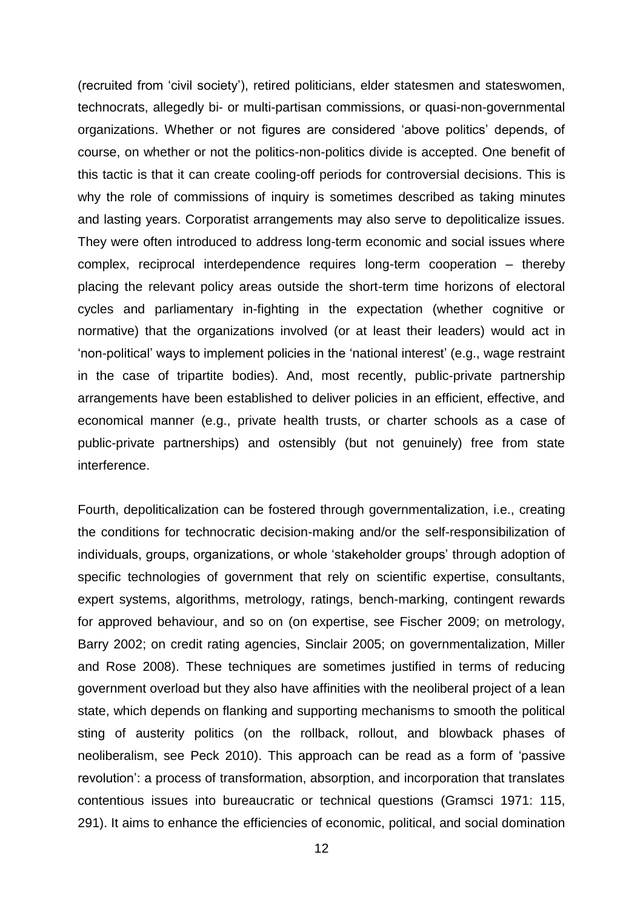(recruited from 'civil society'), retired politicians, elder statesmen and stateswomen, technocrats, allegedly bi- or multi-partisan commissions, or quasi-non-governmental organizations. Whether or not figures are considered 'above politics' depends, of course, on whether or not the politics-non-politics divide is accepted. One benefit of this tactic is that it can create cooling-off periods for controversial decisions. This is why the role of commissions of inquiry is sometimes described as taking minutes and lasting years. Corporatist arrangements may also serve to depoliticalize issues. They were often introduced to address long-term economic and social issues where complex, reciprocal interdependence requires long-term cooperation – thereby placing the relevant policy areas outside the short-term time horizons of electoral cycles and parliamentary in-fighting in the expectation (whether cognitive or normative) that the organizations involved (or at least their leaders) would act in 'non-political' ways to implement policies in the 'national interest' (e.g., wage restraint in the case of tripartite bodies). And, most recently, public-private partnership arrangements have been established to deliver policies in an efficient, effective, and economical manner (e.g., private health trusts, or charter schools as a case of public-private partnerships) and ostensibly (but not genuinely) free from state interference.

Fourth, depoliticalization can be fostered through governmentalization, i.e., creating the conditions for technocratic decision-making and/or the self-responsibilization of individuals, groups, organizations, or whole 'stakeholder groups' through adoption of specific technologies of government that rely on scientific expertise, consultants, expert systems, algorithms, metrology, ratings, bench-marking, contingent rewards for approved behaviour, and so on (on expertise, see Fischer 2009; on metrology, Barry 2002; on credit rating agencies, Sinclair 2005; on governmentalization, Miller and Rose 2008). These techniques are sometimes justified in terms of reducing government overload but they also have affinities with the neoliberal project of a lean state, which depends on flanking and supporting mechanisms to smooth the political sting of austerity politics (on the rollback, rollout, and blowback phases of neoliberalism, see Peck 2010). This approach can be read as a form of 'passive revolution': a process of transformation, absorption, and incorporation that translates contentious issues into bureaucratic or technical questions (Gramsci 1971: 115, 291). It aims to enhance the efficiencies of economic, political, and social domination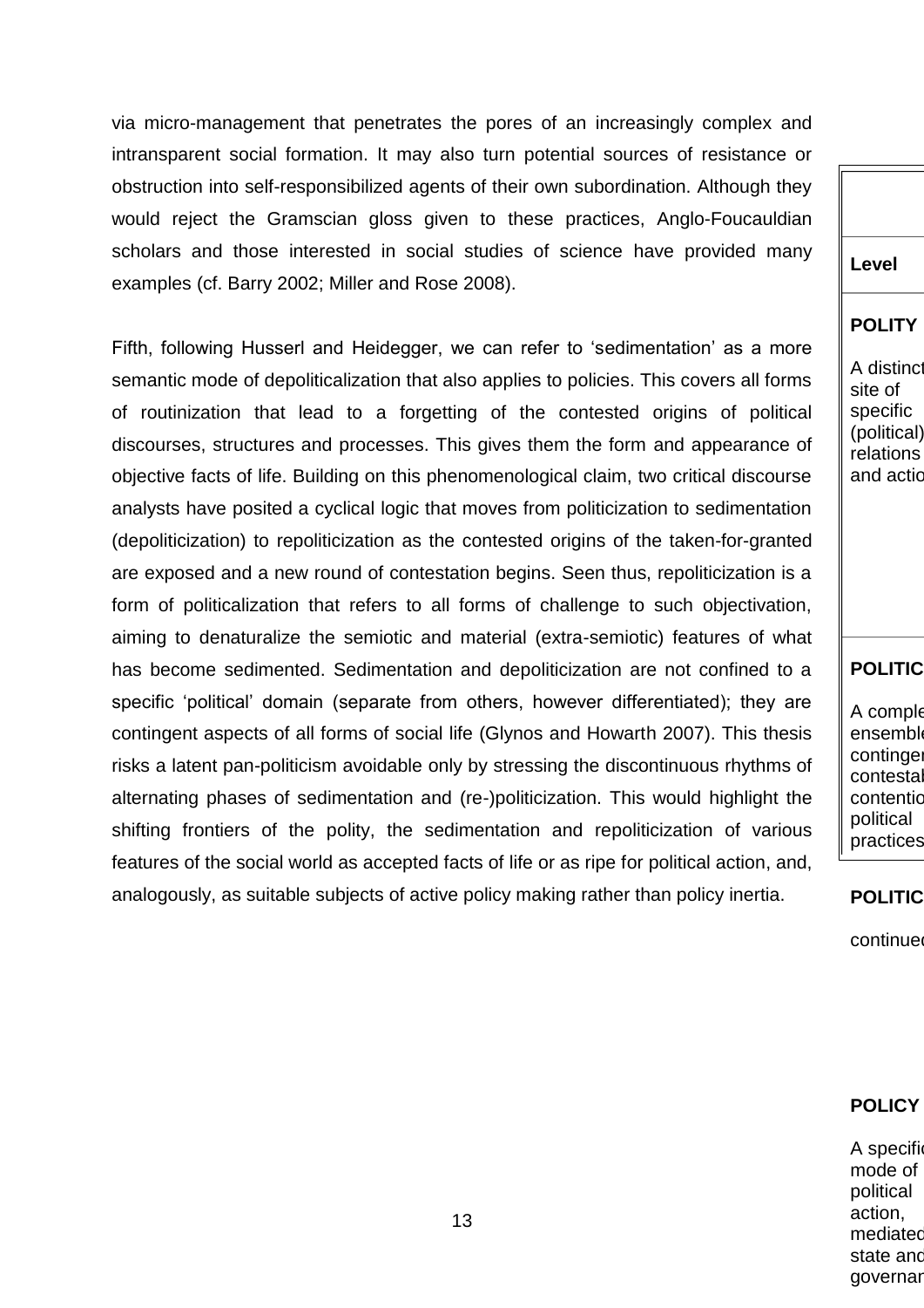via micro-management that penetrates the pores of an increasingly complex and intransparent social formation. It may also turn potential sources of resistance or obstruction into self-responsibilized agents of their own subordination. Although they would reject the Gramscian gloss given to these practices, Anglo-Foucauldian scholars and those interested in social studies of science have provided many examples (cf. Barry 2002; Miller and Rose 2008).

Fifth, following Husserl and Heidegger, we can refer to 'sedimentation' as a more semantic mode of depoliticalization that also applies to policies. This covers all forms of routinization that lead to a forgetting of the contested origins of political discourses, structures and processes. This gives them the form and appearance of objective facts of life. Building on this phenomenological claim, two critical discourse analysts have posited a cyclical logic that moves from politicization to sedimentation (depoliticization) to repoliticization as the contested origins of the taken-for-granted are exposed and a new round of contestation begins. Seen thus, repoliticization is a form of politicalization that refers to all forms of challenge to such objectivation, aiming to denaturalize the semiotic and material (extra-semiotic) features of what has become sedimented. Sedimentation and depoliticization are not confined to a specific 'political' domain (separate from others, however differentiated); they are contingent aspects of all forms of social life (Glynos and Howarth 2007). This thesis risks a latent pan-politicism avoidable only by stressing the discontinuous rhythms of alternating phases of sedimentation and (re-)politicization. This would highlight the shifting frontiers of the polity, the sedimentation and repoliticization of various features of the social world as accepted facts of life or as ripe for political action, and, analogously, as suitable subjects of active policy making rather than policy inertia.

| Level |
| --- |
| **POLITY** A distinct site of specific (political) relations and actio |
| **POLITIC** A comple ensemble continger contestal contentio political practices |
| **POLITIC** continued |
| **POLICY** A specific mode of political action, mediated state and governar |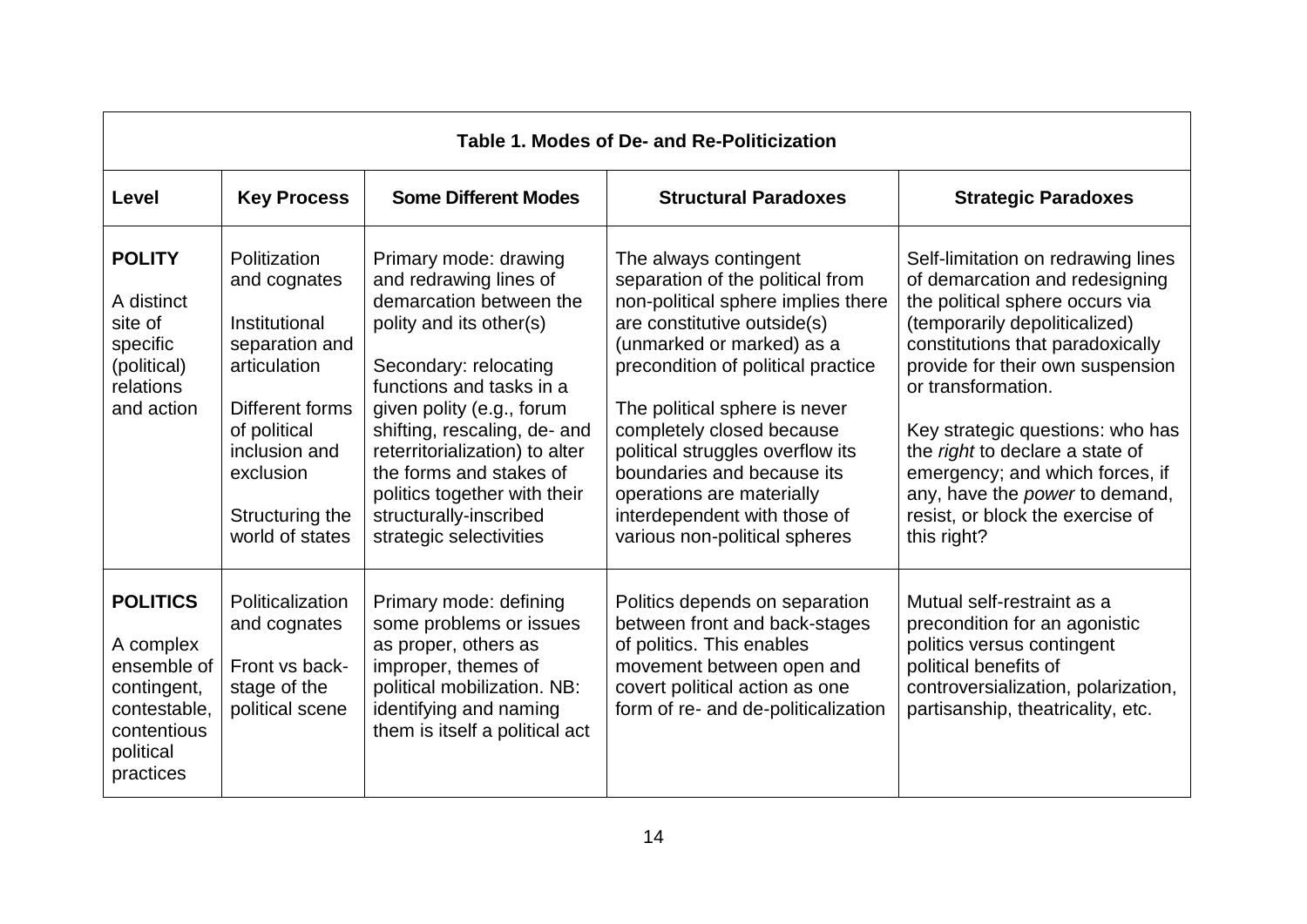**Table 1. Modes of De- and Re-Politicization**

| Level | Key Process | Some Different Modes | Structural Paradoxes | Strategic Paradoxes |
|---|---|---|---|---|
| **POLITY**<br><br>A distinct site of specific (political) relations and action | Politization and cognates<br><br>Institutional separation and articulation<br><br>Different forms of political inclusion and exclusion<br><br>Structuring the world of states | Primary mode: drawing and redrawing lines of demarcation between the polity and its other(s)<br><br>Secondary: relocating functions and tasks in a given polity (e.g., forum shifting, rescaling, de- and reterritorialization) to alter the forms and stakes of politics together with their structurally-inscribed strategic selectivities | The always contingent separation of the political from non-political sphere implies there are constitutive outside(s) (unmarked or marked) as a precondition of political practice<br><br>The political sphere is never completely closed because political struggles overflow its boundaries and because its operations are materially interdependent with those of various non-political spheres | Self-limitation on redrawing lines of demarcation and redesigning the political sphere occurs via (temporarily depoliticalized) constitutions that paradoxically provide for their own suspension or transformation.<br><br>Key strategic questions: who has the *right* to declare a state of emergency; and which forces, if any, have the *power* to demand, resist, or block the exercise of this right? |
| **POLITICS**<br><br>A complex ensemble of contingent, contestable, contentious political practices | Politicalization and cognates<br><br>Front vs back-stage of the political scene | Primary mode: defining some problems or issues as proper, others as improper, themes of political mobilization. NB: identifying and naming them is itself a political act | Politics depends on separation between front and back-stages of politics. This enables movement between open and covert political action as one form of re- and de-politicalization | Mutual self-restraint as a precondition for an agonistic politics versus contingent political benefits of controversialization, polarization, partisanship, theatricality, etc. |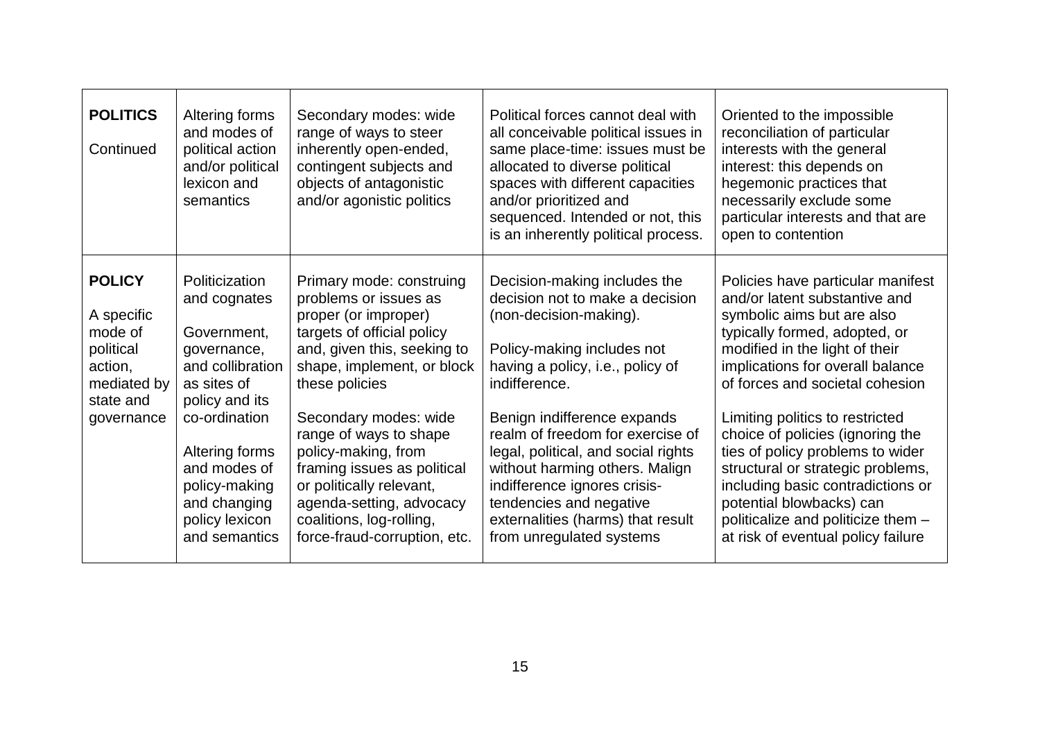| **POLITICS** Continued | Altering forms and modes of political action and/or political lexicon and semantics | Secondary modes: wide range of ways to steer inherently open-ended, contingent subjects and objects of antagonistic and/or agonistic politics | Political forces cannot deal with all conceivable political issues in same place-time: issues must be allocated to diverse political spaces with different capacities and/or prioritized and sequenced. Intended or not, this is an inherently political process. | Oriented to the impossible reconciliation of particular interests with the general interest: this depends on hegemonic practices that necessarily exclude some particular interests and that are open to contention |
|---|---|---|---|---|
| **POLICY** A specific mode of political action, mediated by state and governance | Politicization and cognates<br><br>Government, governance, and collibration as sites of policy and its co-ordination<br><br>Altering forms and modes of policy-making and changing policy lexicon and semantics | Primary mode: construing problems or issues as proper (or improper) targets of official policy and, given this, seeking to shape, implement, or block these policies<br><br>Secondary modes: wide range of ways to shape policy-making, from framing issues as political or politically relevant, agenda-setting, advocacy coalitions, log-rolling, force-fraud-corruption, etc. | Decision-making includes the decision not to make a decision (non-decision-making).<br><br>Policy-making includes not having a policy, i.e., policy of indifference.<br><br>Benign indifference expands realm of freedom for exercise of legal, political, and social rights without harming others. Malign indifference ignores crisis-tendencies and negative externalities (harms) that result from unregulated systems | Policies have particular manifest and/or latent substantive and symbolic aims but are also typically formed, adopted, or modified in the light of their implications for overall balance of forces and societal cohesion<br><br>Limiting politics to restricted choice of policies (ignoring the ties of policy problems to wider structural or strategic problems, including basic contradictions or potential blowbacks) can politicalize and politicize them – at risk of eventual policy failure |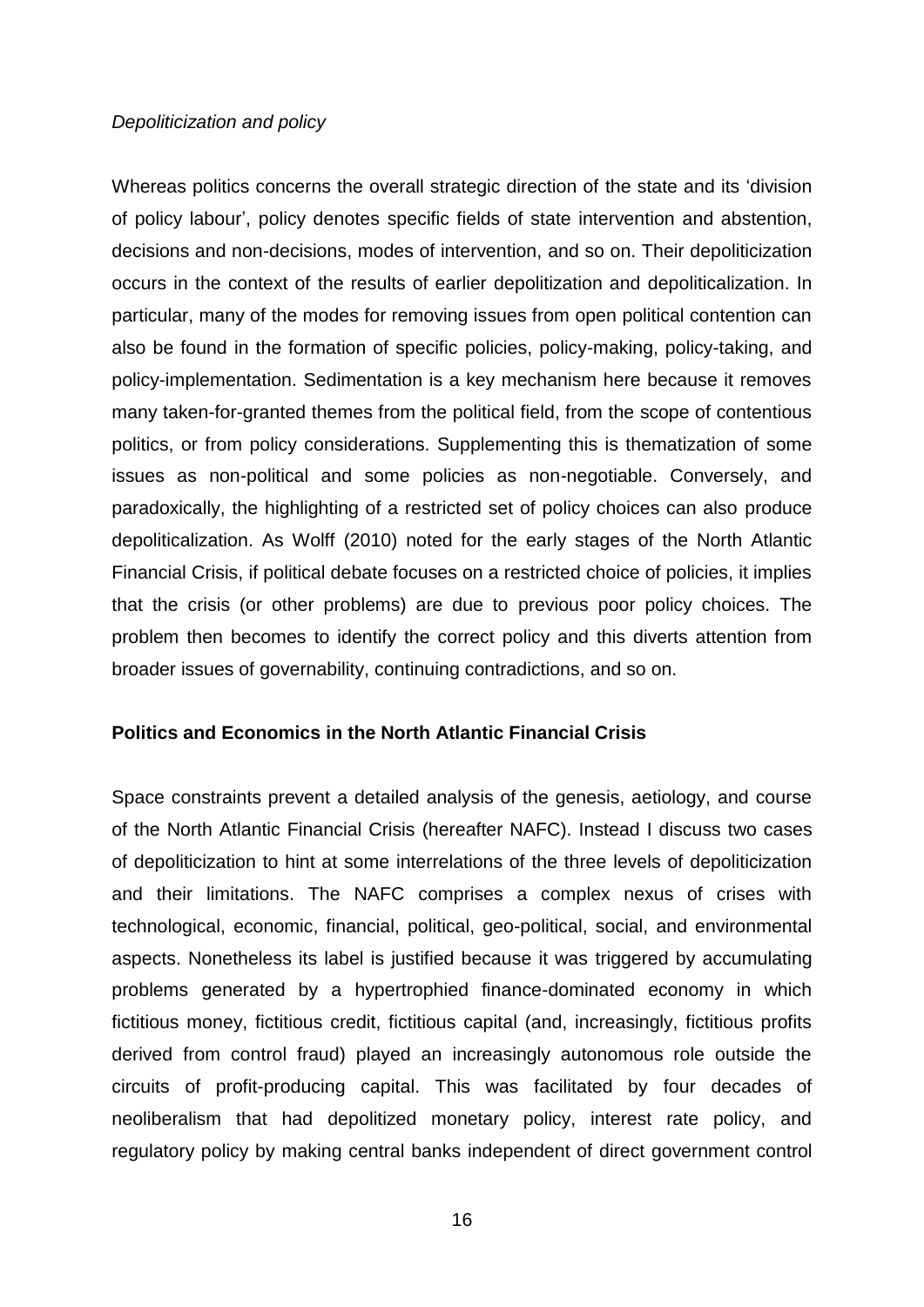*Depoliticization and policy*

Whereas politics concerns the overall strategic direction of the state and its 'division of policy labour', policy denotes specific fields of state intervention and abstention, decisions and non-decisions, modes of intervention, and so on. Their depoliticization occurs in the context of the results of earlier depolitization and depoliticalization. In particular, many of the modes for removing issues from open political contention can also be found in the formation of specific policies, policy-making, policy-taking, and policy-implementation. Sedimentation is a key mechanism here because it removes many taken-for-granted themes from the political field, from the scope of contentious politics, or from policy considerations. Supplementing this is thematization of some issues as non-political and some policies as non-negotiable. Conversely, and paradoxically, the highlighting of a restricted set of policy choices can also produce depoliticalization. As Wolff (2010) noted for the early stages of the North Atlantic Financial Crisis, if political debate focuses on a restricted choice of policies, it implies that the crisis (or other problems) are due to previous poor policy choices. The problem then becomes to identify the correct policy and this diverts attention from broader issues of governability, continuing contradictions, and so on.

## Politics and Economics in the North Atlantic Financial Crisis

Space constraints prevent a detailed analysis of the genesis, aetiology, and course of the North Atlantic Financial Crisis (hereafter NAFC). Instead I discuss two cases of depoliticization to hint at some interrelations of the three levels of depoliticization and their limitations. The NAFC comprises a complex nexus of crises with technological, economic, financial, political, geo-political, social, and environmental aspects. Nonetheless its label is justified because it was triggered by accumulating problems generated by a hypertrophied finance-dominated economy in which fictitious money, fictitious credit, fictitious capital (and, increasingly, fictitious profits derived from control fraud) played an increasingly autonomous role outside the circuits of profit-producing capital. This was facilitated by four decades of neoliberalism that had depolitized monetary policy, interest rate policy, and regulatory policy by making central banks independent of direct government control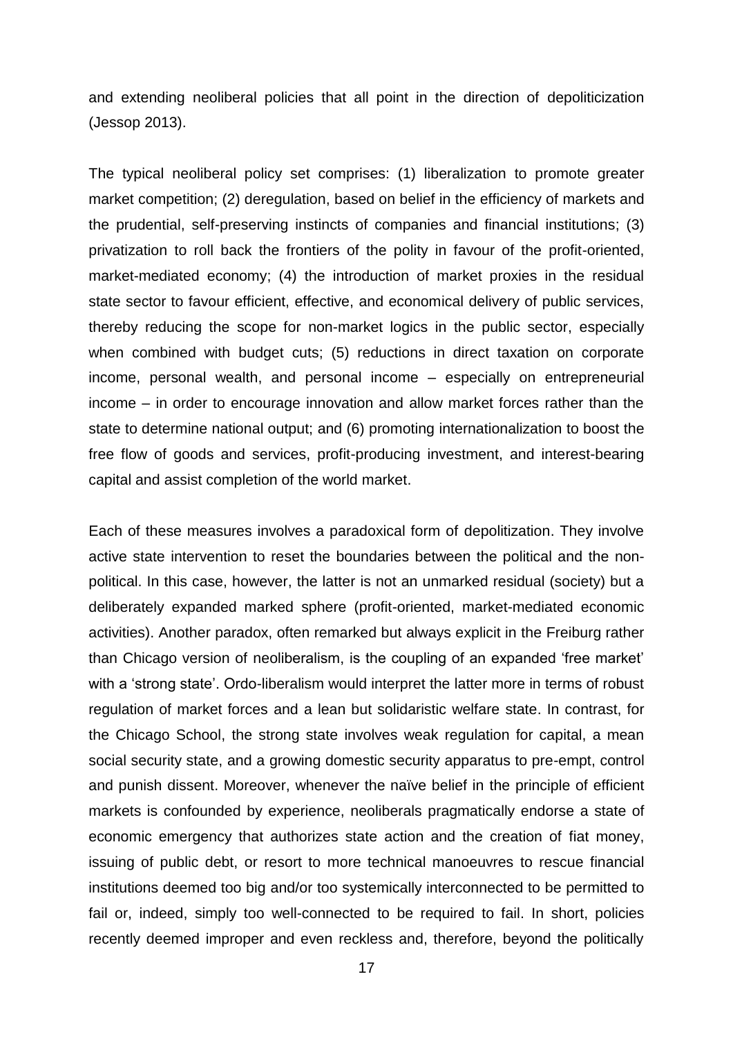and extending neoliberal policies that all point in the direction of depoliticization (Jessop 2013).

The typical neoliberal policy set comprises: (1) liberalization to promote greater market competition; (2) deregulation, based on belief in the efficiency of markets and the prudential, self-preserving instincts of companies and financial institutions; (3) privatization to roll back the frontiers of the polity in favour of the profit-oriented, market-mediated economy; (4) the introduction of market proxies in the residual state sector to favour efficient, effective, and economical delivery of public services, thereby reducing the scope for non-market logics in the public sector, especially when combined with budget cuts; (5) reductions in direct taxation on corporate income, personal wealth, and personal income – especially on entrepreneurial income – in order to encourage innovation and allow market forces rather than the state to determine national output; and (6) promoting internationalization to boost the free flow of goods and services, profit-producing investment, and interest-bearing capital and assist completion of the world market.

Each of these measures involves a paradoxical form of depolitization. They involve active state intervention to reset the boundaries between the political and the non-political. In this case, however, the latter is not an unmarked residual (society) but a deliberately expanded marked sphere (profit-oriented, market-mediated economic activities). Another paradox, often remarked but always explicit in the Freiburg rather than Chicago version of neoliberalism, is the coupling of an expanded 'free market' with a 'strong state'. Ordo-liberalism would interpret the latter more in terms of robust regulation of market forces and a lean but solidaristic welfare state. In contrast, for the Chicago School, the strong state involves weak regulation for capital, a mean social security state, and a growing domestic security apparatus to pre-empt, control and punish dissent. Moreover, whenever the naïve belief in the principle of efficient markets is confounded by experience, neoliberals pragmatically endorse a state of economic emergency that authorizes state action and the creation of fiat money, issuing of public debt, or resort to more technical manoeuvres to rescue financial institutions deemed too big and/or too systemically interconnected to be permitted to fail or, indeed, simply too well-connected to be required to fail. In short, policies recently deemed improper and even reckless and, therefore, beyond the politically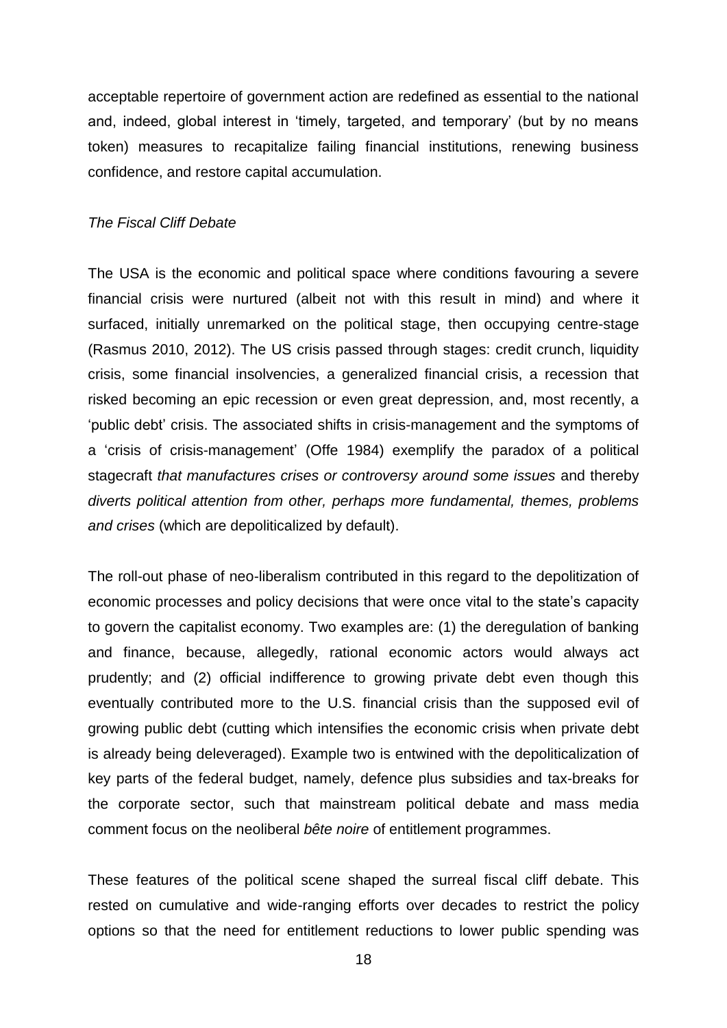acceptable repertoire of government action are redefined as essential to the national and, indeed, global interest in 'timely, targeted, and temporary' (but by no means token) measures to recapitalize failing financial institutions, renewing business confidence, and restore capital accumulation.

*The Fiscal Cliff Debate*

The USA is the economic and political space where conditions favouring a severe financial crisis were nurtured (albeit not with this result in mind) and where it surfaced, initially unremarked on the political stage, then occupying centre-stage (Rasmus 2010, 2012). The US crisis passed through stages: credit crunch, liquidity crisis, some financial insolvencies, a generalized financial crisis, a recession that risked becoming an epic recession or even great depression, and, most recently, a 'public debt' crisis. The associated shifts in crisis-management and the symptoms of a 'crisis of crisis-management' (Offe 1984) exemplify the paradox of a political stagecraft *that manufactures crises or controversy around some issues* and thereby *diverts political attention from other, perhaps more fundamental, themes, problems and crises* (which are depoliticalized by default).

The roll-out phase of neo-liberalism contributed in this regard to the depolitization of economic processes and policy decisions that were once vital to the state's capacity to govern the capitalist economy. Two examples are: (1) the deregulation of banking and finance, because, allegedly, rational economic actors would always act prudently; and (2) official indifference to growing private debt even though this eventually contributed more to the U.S. financial crisis than the supposed evil of growing public debt (cutting which intensifies the economic crisis when private debt is already being deleveraged). Example two is entwined with the depoliticalization of key parts of the federal budget, namely, defence plus subsidies and tax-breaks for the corporate sector, such that mainstream political debate and mass media comment focus on the neoliberal *bête noire* of entitlement programmes.

These features of the political scene shaped the surreal fiscal cliff debate. This rested on cumulative and wide-ranging efforts over decades to restrict the policy options so that the need for entitlement reductions to lower public spending was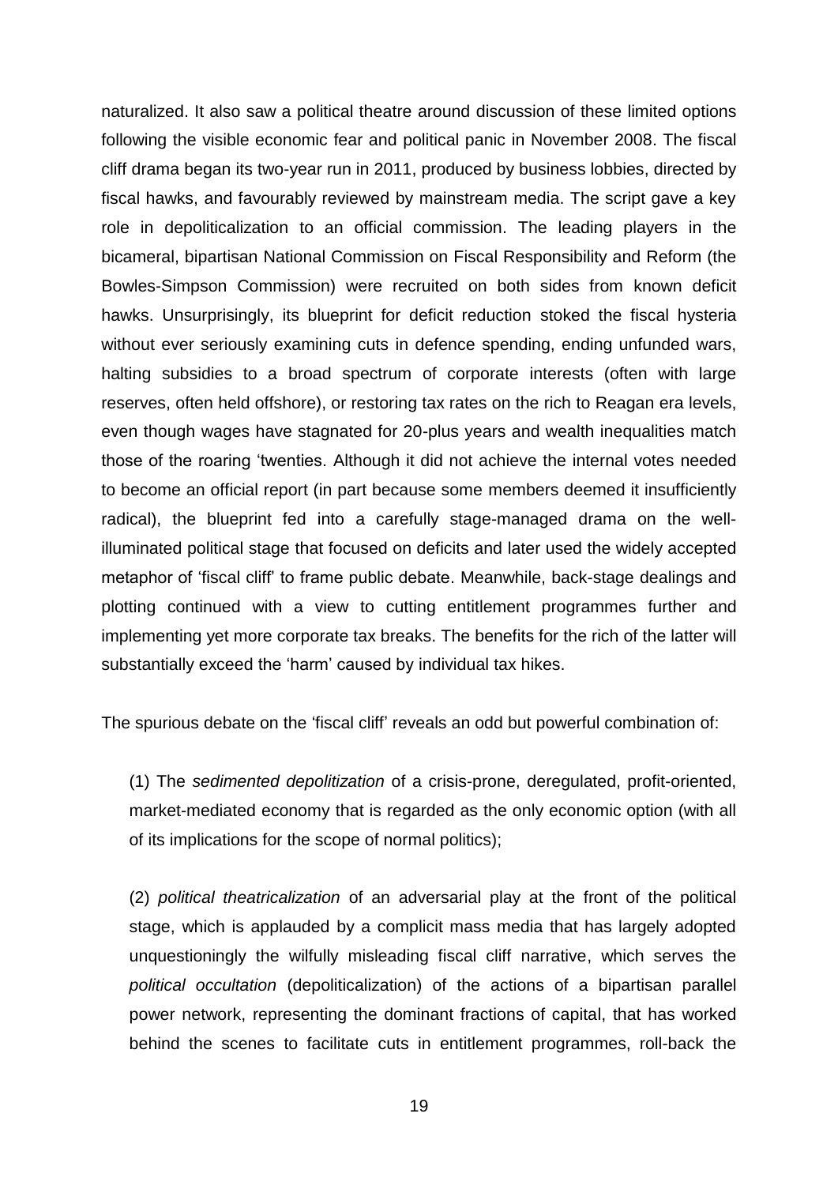naturalized. It also saw a political theatre around discussion of these limited options following the visible economic fear and political panic in November 2008. The fiscal cliff drama began its two-year run in 2011, produced by business lobbies, directed by fiscal hawks, and favourably reviewed by mainstream media. The script gave a key role in depoliticalization to an official commission. The leading players in the bicameral, bipartisan National Commission on Fiscal Responsibility and Reform (the Bowles-Simpson Commission) were recruited on both sides from known deficit hawks. Unsurprisingly, its blueprint for deficit reduction stoked the fiscal hysteria without ever seriously examining cuts in defence spending, ending unfunded wars, halting subsidies to a broad spectrum of corporate interests (often with large reserves, often held offshore), or restoring tax rates on the rich to Reagan era levels, even though wages have stagnated for 20-plus years and wealth inequalities match those of the roaring 'twenties. Although it did not achieve the internal votes needed to become an official report (in part because some members deemed it insufficiently radical), the blueprint fed into a carefully stage-managed drama on the well-illuminated political stage that focused on deficits and later used the widely accepted metaphor of 'fiscal cliff' to frame public debate. Meanwhile, back-stage dealings and plotting continued with a view to cutting entitlement programmes further and implementing yet more corporate tax breaks. The benefits for the rich of the latter will substantially exceed the 'harm' caused by individual tax hikes.

The spurious debate on the 'fiscal cliff' reveals an odd but powerful combination of:

(1) The *sedimented depolitization* of a crisis-prone, deregulated, profit-oriented, market-mediated economy that is regarded as the only economic option (with all of its implications for the scope of normal politics);

(2) *political theatricalization* of an adversarial play at the front of the political stage, which is applauded by a complicit mass media that has largely adopted unquestioningly the wilfully misleading fiscal cliff narrative, which serves the *political occultation* (depoliticalization) of the actions of a bipartisan parallel power network, representing the dominant fractions of capital, that has worked behind the scenes to facilitate cuts in entitlement programmes, roll-back the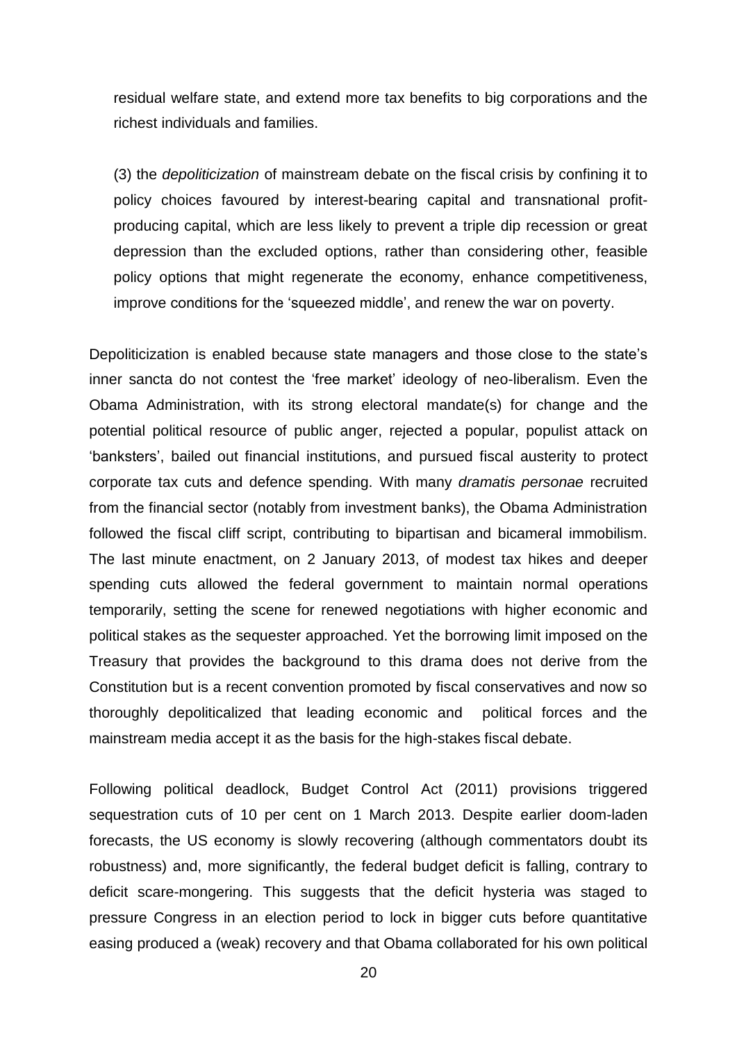residual welfare state, and extend more tax benefits to big corporations and the richest individuals and families.

(3) the *depoliticization* of mainstream debate on the fiscal crisis by confining it to policy choices favoured by interest-bearing capital and transnational profit-producing capital, which are less likely to prevent a triple dip recession or great depression than the excluded options, rather than considering other, feasible policy options that might regenerate the economy, enhance competitiveness, improve conditions for the 'squeezed middle', and renew the war on poverty.

Depoliticization is enabled because state managers and those close to the state's inner sancta do not contest the 'free market' ideology of neo-liberalism. Even the Obama Administration, with its strong electoral mandate(s) for change and the potential political resource of public anger, rejected a popular, populist attack on 'banksters', bailed out financial institutions, and pursued fiscal austerity to protect corporate tax cuts and defence spending. With many *dramatis personae* recruited from the financial sector (notably from investment banks), the Obama Administration followed the fiscal cliff script, contributing to bipartisan and bicameral immobilism. The last minute enactment, on 2 January 2013, of modest tax hikes and deeper spending cuts allowed the federal government to maintain normal operations temporarily, setting the scene for renewed negotiations with higher economic and political stakes as the sequester approached. Yet the borrowing limit imposed on the Treasury that provides the background to this drama does not derive from the Constitution but is a recent convention promoted by fiscal conservatives and now so thoroughly depoliticalized that leading economic and political forces and the mainstream media accept it as the basis for the high-stakes fiscal debate.

Following political deadlock, Budget Control Act (2011) provisions triggered sequestration cuts of 10 per cent on 1 March 2013. Despite earlier doom-laden forecasts, the US economy is slowly recovering (although commentators doubt its robustness) and, more significantly, the federal budget deficit is falling, contrary to deficit scare-mongering. This suggests that the deficit hysteria was staged to pressure Congress in an election period to lock in bigger cuts before quantitative easing produced a (weak) recovery and that Obama collaborated for his own political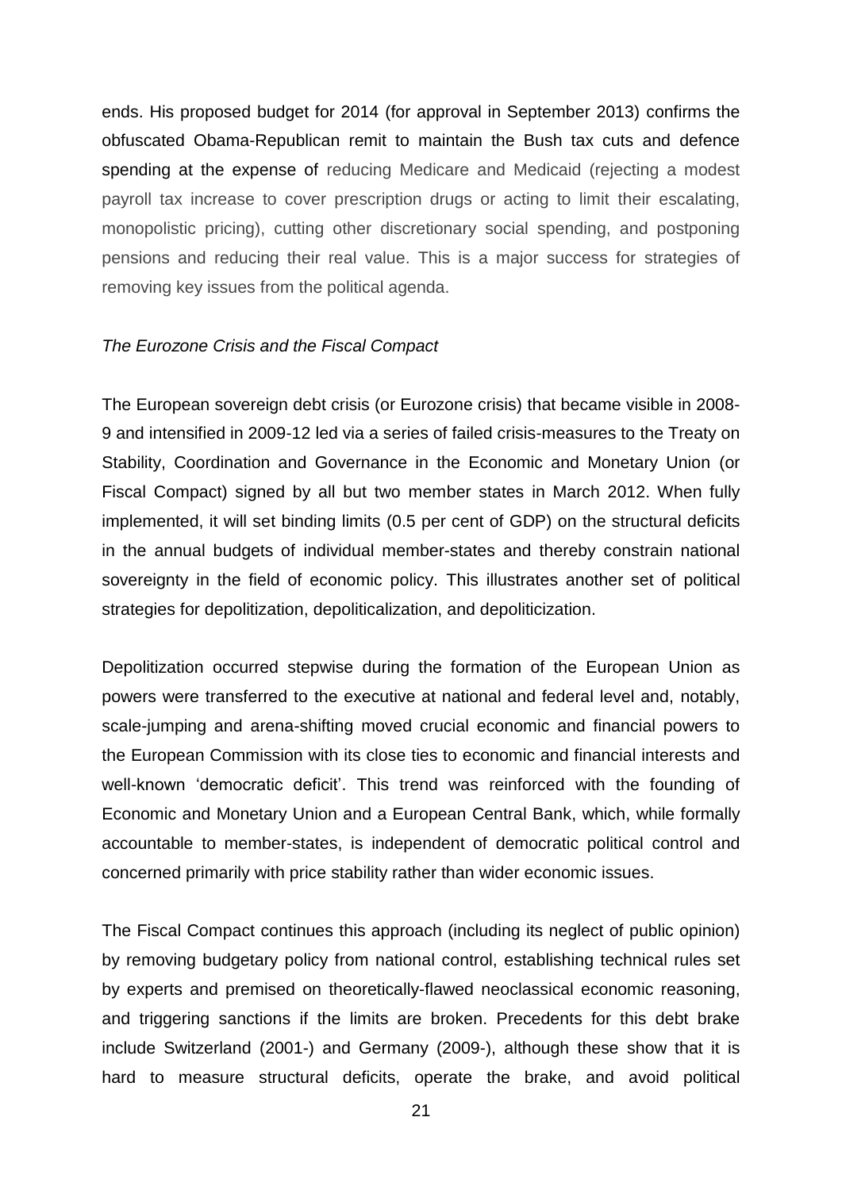ends. His proposed budget for 2014 (for approval in September 2013) confirms the obfuscated Obama-Republican remit to maintain the Bush tax cuts and defence spending at the expense of reducing Medicare and Medicaid (rejecting a modest payroll tax increase to cover prescription drugs or acting to limit their escalating, monopolistic pricing), cutting other discretionary social spending, and postponing pensions and reducing their real value. This is a major success for strategies of removing key issues from the political agenda.

*The Eurozone Crisis and the Fiscal Compact*

The European sovereign debt crisis (or Eurozone crisis) that became visible in 2008-9 and intensified in 2009-12 led via a series of failed crisis-measures to the Treaty on Stability, Coordination and Governance in the Economic and Monetary Union (or Fiscal Compact) signed by all but two member states in March 2012. When fully implemented, it will set binding limits (0.5 per cent of GDP) on the structural deficits in the annual budgets of individual member-states and thereby constrain national sovereignty in the field of economic policy. This illustrates another set of political strategies for depolitization, depoliticalization, and depoliticization.

Depolitization occurred stepwise during the formation of the European Union as powers were transferred to the executive at national and federal level and, notably, scale-jumping and arena-shifting moved crucial economic and financial powers to the European Commission with its close ties to economic and financial interests and well-known 'democratic deficit'. This trend was reinforced with the founding of Economic and Monetary Union and a European Central Bank, which, while formally accountable to member-states, is independent of democratic political control and concerned primarily with price stability rather than wider economic issues.

The Fiscal Compact continues this approach (including its neglect of public opinion) by removing budgetary policy from national control, establishing technical rules set by experts and premised on theoretically-flawed neoclassical economic reasoning, and triggering sanctions if the limits are broken. Precedents for this debt brake include Switzerland (2001-) and Germany (2009-), although these show that it is hard to measure structural deficits, operate the brake, and avoid political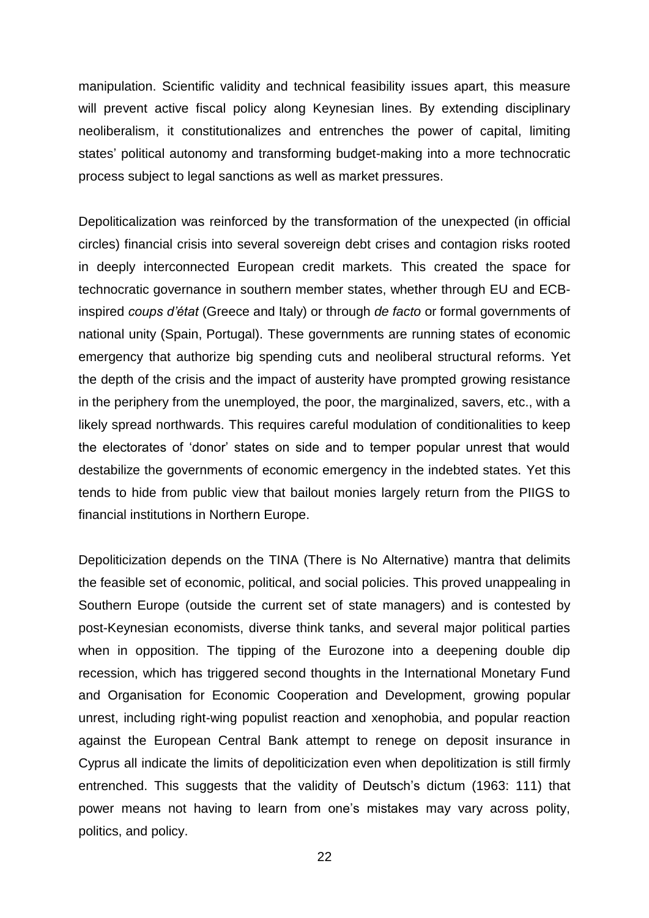manipulation. Scientific validity and technical feasibility issues apart, this measure will prevent active fiscal policy along Keynesian lines. By extending disciplinary neoliberalism, it constitutionalizes and entrenches the power of capital, limiting states' political autonomy and transforming budget-making into a more technocratic process subject to legal sanctions as well as market pressures.

Depoliticalization was reinforced by the transformation of the unexpected (in official circles) financial crisis into several sovereign debt crises and contagion risks rooted in deeply interconnected European credit markets. This created the space for technocratic governance in southern member states, whether through EU and ECB-inspired *coups d'état* (Greece and Italy) or through *de facto* or formal governments of national unity (Spain, Portugal). These governments are running states of economic emergency that authorize big spending cuts and neoliberal structural reforms. Yet the depth of the crisis and the impact of austerity have prompted growing resistance in the periphery from the unemployed, the poor, the marginalized, savers, etc., with a likely spread northwards. This requires careful modulation of conditionalities to keep the electorates of 'donor' states on side and to temper popular unrest that would destabilize the governments of economic emergency in the indebted states. Yet this tends to hide from public view that bailout monies largely return from the PIIGS to financial institutions in Northern Europe.

Depoliticization depends on the TINA (There is No Alternative) mantra that delimits the feasible set of economic, political, and social policies. This proved unappealing in Southern Europe (outside the current set of state managers) and is contested by post-Keynesian economists, diverse think tanks, and several major political parties when in opposition. The tipping of the Eurozone into a deepening double dip recession, which has triggered second thoughts in the International Monetary Fund and Organisation for Economic Cooperation and Development, growing popular unrest, including right-wing populist reaction and xenophobia, and popular reaction against the European Central Bank attempt to renege on deposit insurance in Cyprus all indicate the limits of depoliticization even when depolitization is still firmly entrenched. This suggests that the validity of Deutsch's dictum (1963: 111) that power means not having to learn from one's mistakes may vary across polity, politics, and policy.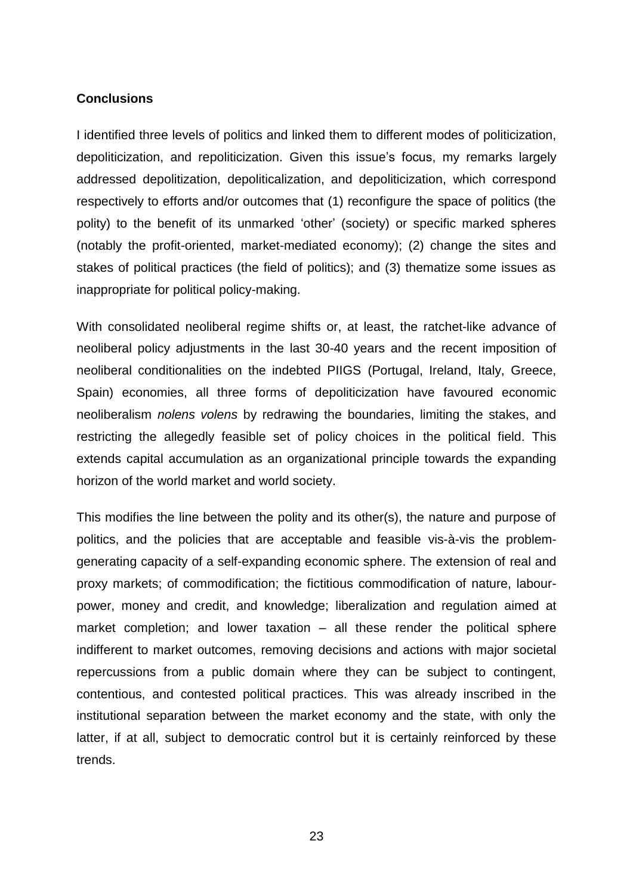## Conclusions

I identified three levels of politics and linked them to different modes of politicization, depoliticization, and repoliticization. Given this issue's focus, my remarks largely addressed depolitization, depoliticalization, and depoliticization, which correspond respectively to efforts and/or outcomes that (1) reconfigure the space of politics (the polity) to the benefit of its unmarked 'other' (society) or specific marked spheres (notably the profit-oriented, market-mediated economy); (2) change the sites and stakes of political practices (the field of politics); and (3) thematize some issues as inappropriate for political policy-making.

With consolidated neoliberal regime shifts or, at least, the ratchet-like advance of neoliberal policy adjustments in the last 30-40 years and the recent imposition of neoliberal conditionalities on the indebted PIIGS (Portugal, Ireland, Italy, Greece, Spain) economies, all three forms of depoliticization have favoured economic neoliberalism *nolens volens* by redrawing the boundaries, limiting the stakes, and restricting the allegedly feasible set of policy choices in the political field. This extends capital accumulation as an organizational principle towards the expanding horizon of the world market and world society.

This modifies the line between the polity and its other(s), the nature and purpose of politics, and the policies that are acceptable and feasible vis-à-vis the problem-generating capacity of a self-expanding economic sphere. The extension of real and proxy markets; of commodification; the fictitious commodification of nature, labour-power, money and credit, and knowledge; liberalization and regulation aimed at market completion; and lower taxation – all these render the political sphere indifferent to market outcomes, removing decisions and actions with major societal repercussions from a public domain where they can be subject to contingent, contentious, and contested political practices. This was already inscribed in the institutional separation between the market economy and the state, with only the latter, if at all, subject to democratic control but it is certainly reinforced by these trends.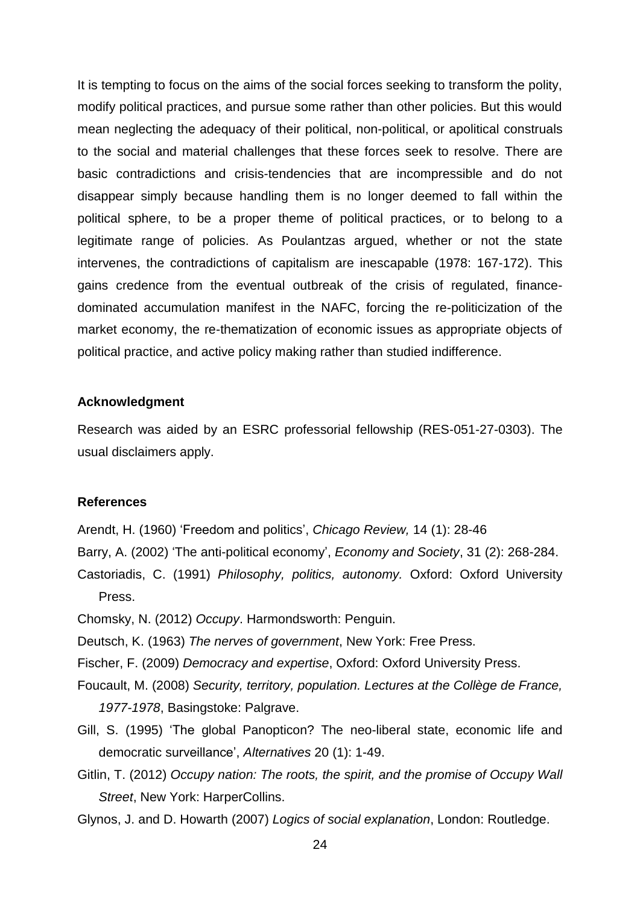It is tempting to focus on the aims of the social forces seeking to transform the polity, modify political practices, and pursue some rather than other policies. But this would mean neglecting the adequacy of their political, non-political, or apolitical construals to the social and material challenges that these forces seek to resolve. There are basic contradictions and crisis-tendencies that are incompressible and do not disappear simply because handling them is no longer deemed to fall within the political sphere, to be a proper theme of political practices, or to belong to a legitimate range of policies. As Poulantzas argued, whether or not the state intervenes, the contradictions of capitalism are inescapable (1978: 167-172). This gains credence from the eventual outbreak of the crisis of regulated, finance-dominated accumulation manifest in the NAFC, forcing the re-politicization of the market economy, the re-thematization of economic issues as appropriate objects of political practice, and active policy making rather than studied indifference.

### Acknowledgment

Research was aided by an ESRC professorial fellowship (RES-051-27-0303). The usual disclaimers apply.

### References

Arendt, H. (1960) 'Freedom and politics', *Chicago Review,* 14 (1): 28-46

Barry, A. (2002) 'The anti-political economy', *Economy and Society*, 31 (2): 268-284.

Castoriadis, C. (1991) *Philosophy, politics, autonomy.* Oxford: Oxford University Press.

Chomsky, N. (2012) *Occupy*. Harmondsworth: Penguin.

Deutsch, K. (1963) *The nerves of government*, New York: Free Press.

Fischer, F. (2009) *Democracy and expertise*, Oxford: Oxford University Press.

Foucault, M. (2008) *Security, territory, population. Lectures at the Collège de France, 1977-1978*, Basingstoke: Palgrave.

Gill, S. (1995) 'The global Panopticon? The neo-liberal state, economic life and democratic surveillance', *Alternatives* 20 (1): 1-49.

Gitlin, T. (2012) *Occupy nation: The roots, the spirit, and the promise of Occupy Wall Street*, New York: HarperCollins.

Glynos, J. and D. Howarth (2007) *Logics of social explanation*, London: Routledge.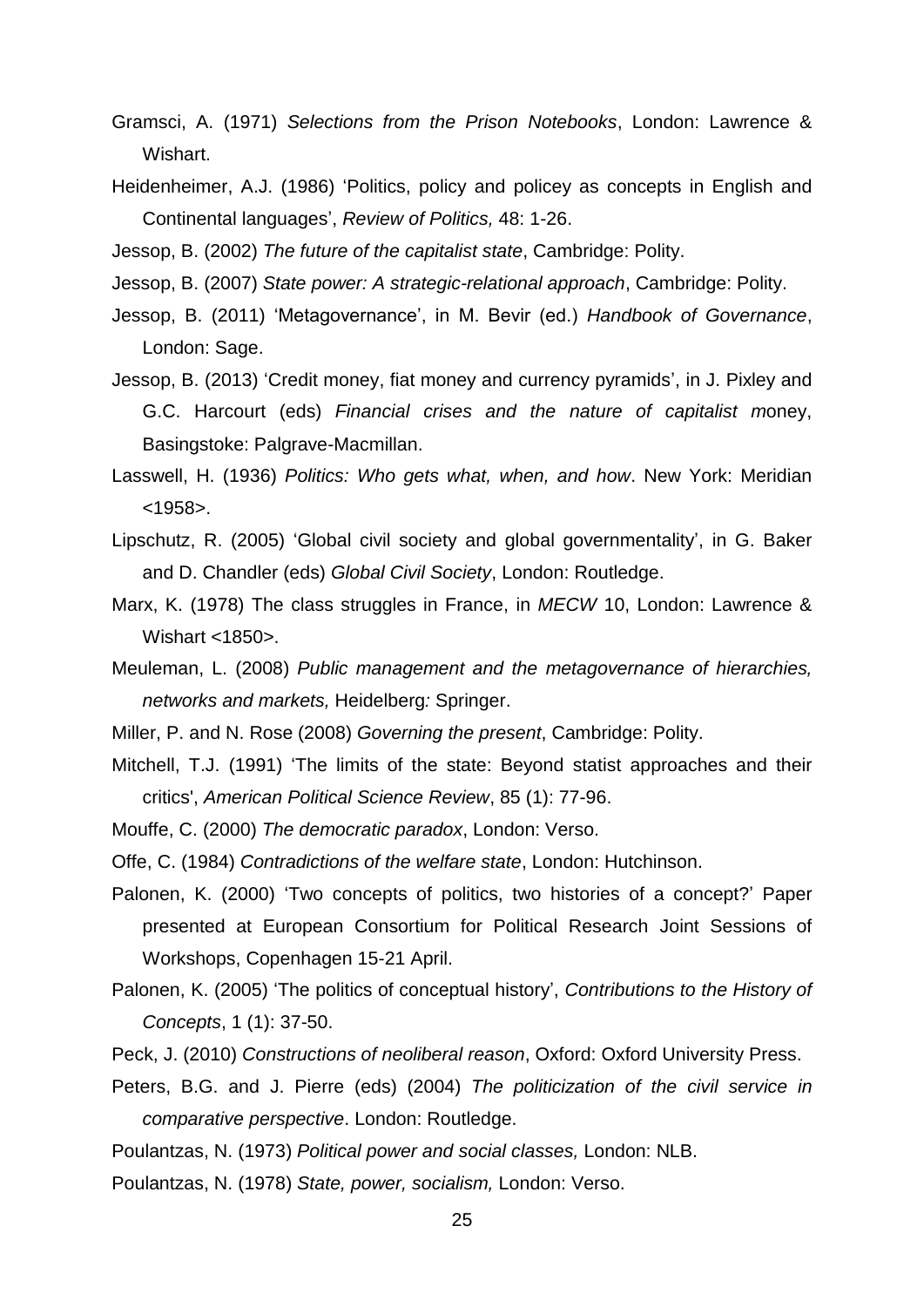Gramsci, A. (1971) *Selections from the Prison Notebooks*, London: Lawrence & Wishart.

Heidenheimer, A.J. (1986) 'Politics, policy and policey as concepts in English and Continental languages', *Review of Politics,* 48: 1-26.

Jessop, B. (2002) *The future of the capitalist state*, Cambridge: Polity.

Jessop, B. (2007) *State power: A strategic-relational approach*, Cambridge: Polity.

Jessop, B. (2011) 'Metagovernance', in M. Bevir (ed.) *Handbook of Governance*, London: Sage.

Jessop, B. (2013) 'Credit money, fiat money and currency pyramids', in J. Pixley and G.C. Harcourt (eds) *Financial crises and the nature of capitalist m*oney, Basingstoke: Palgrave-Macmillan.

Lasswell, H. (1936) *Politics: Who gets what, when, and how*. New York: Meridian <1958>.

Lipschutz, R. (2005) 'Global civil society and global governmentality', in G. Baker and D. Chandler (eds) *Global Civil Society*, London: Routledge.

Marx, K. (1978) The class struggles in France, in *MECW* 10, London: Lawrence & Wishart <1850>.

Meuleman, L. (2008) *Public management and the metagovernance of hierarchies, networks and markets,* Heidelberg*:* Springer.

Miller, P. and N. Rose (2008) *Governing the present*, Cambridge: Polity.

Mitchell, T.J. (1991) 'The limits of the state: Beyond statist approaches and their critics', *American Political Science Review*, 85 (1): 77-96.

Mouffe, C. (2000) *The democratic paradox*, London: Verso.

Offe, C. (1984) *Contradictions of the welfare state*, London: Hutchinson.

Palonen, K. (2000) 'Two concepts of politics, two histories of a concept?' Paper presented at European Consortium for Political Research Joint Sessions of Workshops, Copenhagen 15-21 April.

Palonen, K. (2005) 'The politics of conceptual history', *Contributions to the History of Concepts*, 1 (1): 37-50.

Peck, J. (2010) *Constructions of neoliberal reason*, Oxford: Oxford University Press.

Peters, B.G. and J. Pierre (eds) (2004) *The politicization of the civil service in comparative perspective*. London: Routledge.

Poulantzas, N. (1973) *Political power and social classes,* London: NLB.

Poulantzas, N. (1978) *State, power, socialism,* London: Verso.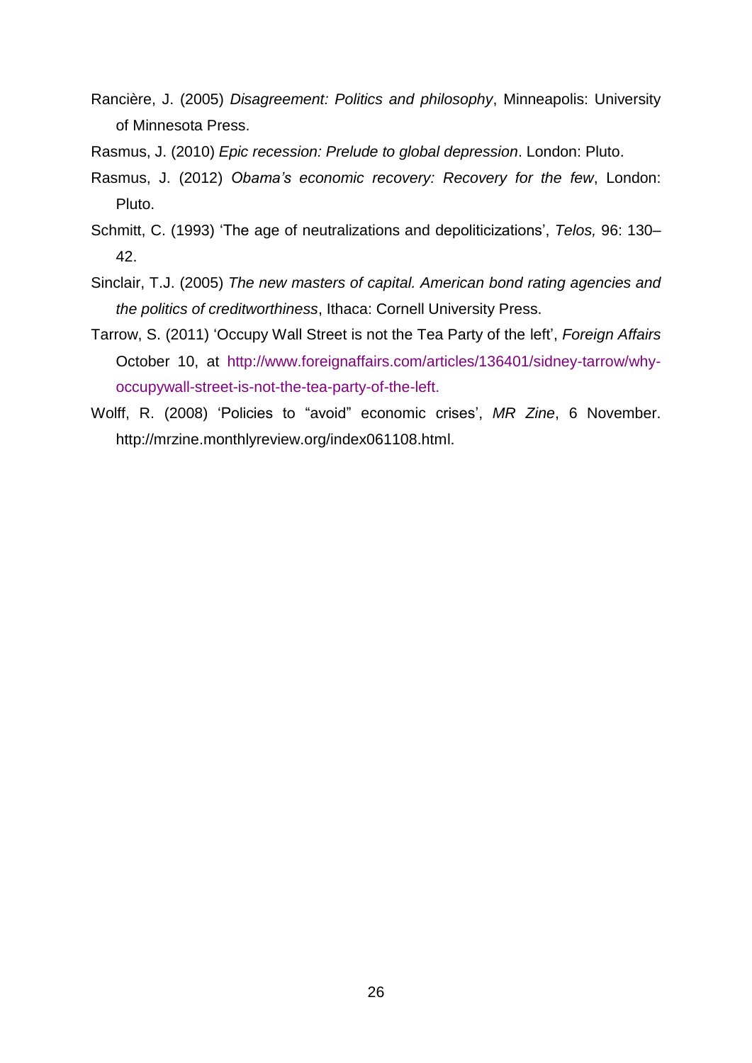Rancière, J. (2005) *Disagreement: Politics and philosophy*, Minneapolis: University of Minnesota Press.

Rasmus, J. (2010) *Epic recession: Prelude to global depression*. London: Pluto.

Rasmus, J. (2012) *Obama's economic recovery: Recovery for the few*, London: Pluto.

Schmitt, C. (1993) 'The age of neutralizations and depoliticizations', *Telos,* 96: 130–42.

Sinclair, T.J. (2005) *The new masters of capital. American bond rating agencies and the politics of creditworthiness*, Ithaca: Cornell University Press.

Tarrow, S. (2011) 'Occupy Wall Street is not the Tea Party of the left', *Foreign Affairs* October 10, at http://www.foreignaffairs.com/articles/136401/sidney-tarrow/why-occupywall-street-is-not-the-tea-party-of-the-left.

Wolff, R. (2008) 'Policies to "avoid" economic crises', *MR Zine*, 6 November. http://mrzine.monthlyreview.org/index061108.html.